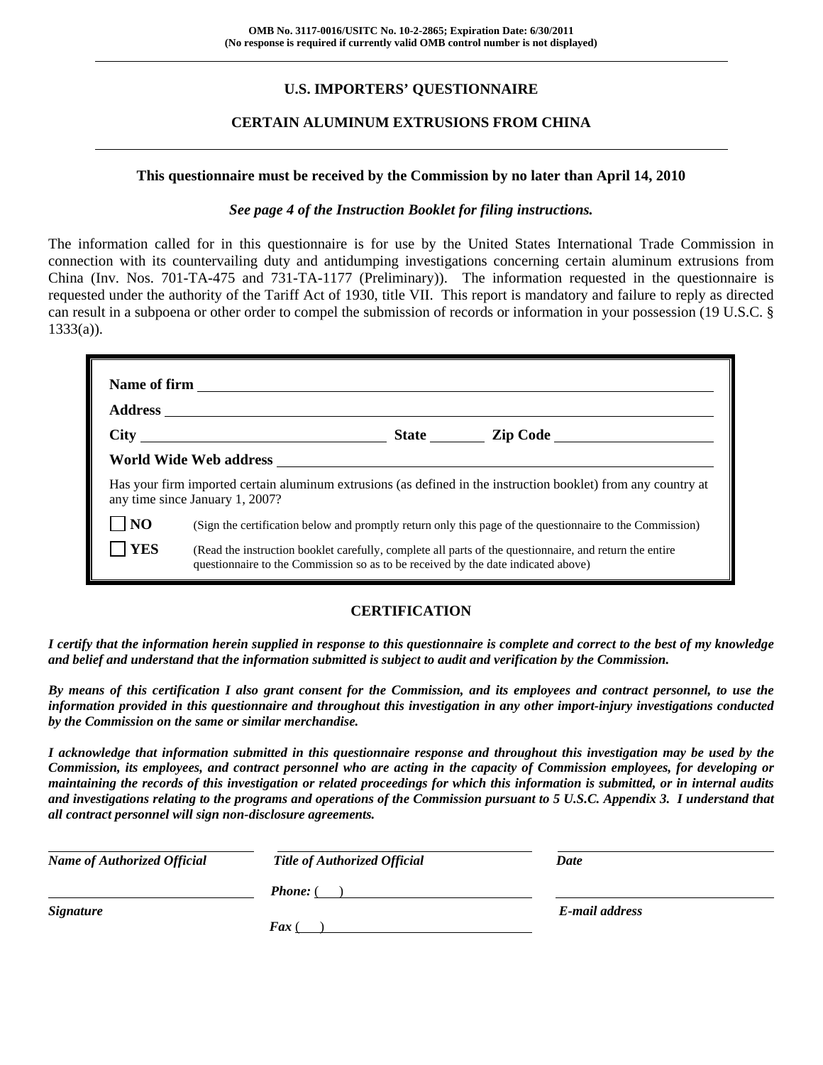**OMB No. 3117-0016/USITC No. 10-2-2865; Expiration Date: 6/30/2011**
**(No response is required if currently valid OMB control number is not displayed)**

## U.S. IMPORTERS' QUESTIONNAIRE

## CERTAIN ALUMINUM EXTRUSIONS FROM CHINA

**This questionnaire must be received by the Commission by no later than April 14, 2010**

***See page 4 of the Instruction Booklet for filing instructions.***

The information called for in this questionnaire is for use by the United States International Trade Commission in connection with its countervailing duty and antidumping investigations concerning certain aluminum extrusions from China (Inv. Nos. 701-TA-475 and 731-TA-1177 (Preliminary)). The information requested in the questionnaire is requested under the authority of the Tariff Act of 1930, title VII. This report is mandatory and failure to reply as directed can result in a subpoena or other order to compel the submission of records or information in your possession (19 U.S.C. § 1333(a)).

**Name of firm** ____________________

**Address** ____________________

**City** ____________________ **State** ________ **Zip Code** ____________________

**World Wide Web address** ____________________

Has your firm imported certain aluminum extrusions (as defined in the instruction booklet) from any country at any time since January 1, 2007?

☐ **NO** (Sign the certification below and promptly return only this page of the questionnaire to the Commission)

☐ **YES** (Read the instruction booklet carefully, complete all parts of the questionnaire, and return the entire questionnaire to the Commission so as to be received by the date indicated above)

## CERTIFICATION

***I certify that the information herein supplied in response to this questionnaire is complete and correct to the best of my knowledge and belief and understand that the information submitted is subject to audit and verification by the Commission.***

***By means of this certification I also grant consent for the Commission, and its employees and contract personnel, to use the information provided in this questionnaire and throughout this investigation in any other import-injury investigations conducted by the Commission on the same or similar merchandise.***

***I acknowledge that information submitted in this questionnaire response and throughout this investigation may be used by the Commission, its employees, and contract personnel who are acting in the capacity of Commission employees, for developing or maintaining the records of this investigation or related proceedings for which this information is submitted, or in internal audits and investigations relating to the programs and operations of the Commission pursuant to 5 U.S.C. Appendix 3. I understand that all contract personnel will sign non-disclosure agreements.***

| ____________________ | ____________________ | ____________________ |
|---|---|---|
| ***Name of Authorized Official*** | ***Title of Authorized Official*** | ***Date*** |
| ____________________ | ***Phone:*** ( ) ____________________ | ____________________ |
| ***Signature*** | ***Fax*** ( ) ____________________ | ***E-mail address*** |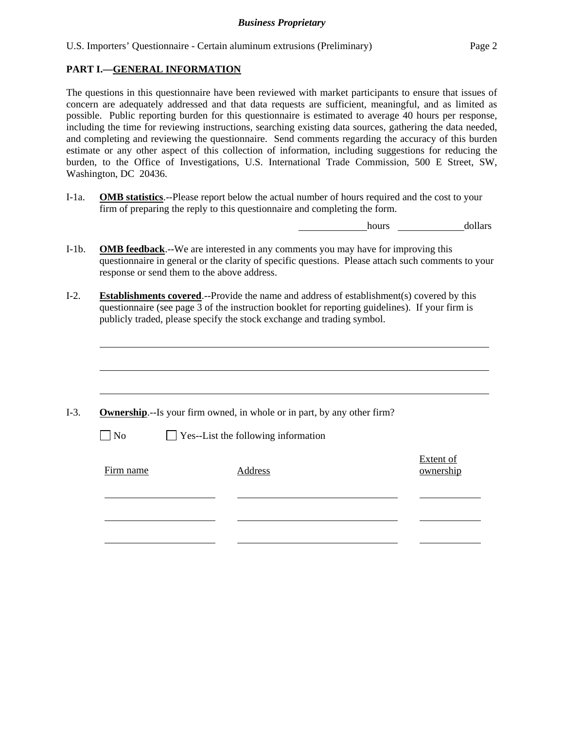## PART I.—GENERAL INFORMATION

The questions in this questionnaire have been reviewed with market participants to ensure that issues of concern are adequately addressed and that data requests are sufficient, meaningful, and as limited as possible. Public reporting burden for this questionnaire is estimated to average 40 hours per response, including the time for reviewing instructions, searching existing data sources, gathering the data needed, and completing and reviewing the questionnaire. Send comments regarding the accuracy of this burden estimate or any other aspect of this collection of information, including suggestions for reducing the burden, to the Office of Investigations, U.S. International Trade Commission, 500 E Street, SW, Washington, DC 20436.

I-1a. **OMB statistics**.--Please report below the actual number of hours required and the cost to your firm of preparing the reply to this questionnaire and completing the form.

______________ hours ______________ dollars

I-1b. **OMB feedback**.--We are interested in any comments you may have for improving this questionnaire in general or the clarity of specific questions. Please attach such comments to your response or send them to the above address.

I-2. **Establishments covered**.--Provide the name and address of establishment(s) covered by this questionnaire (see page 3 of the instruction booklet for reporting guidelines). If your firm is publicly traded, please specify the stock exchange and trading symbol.

______________________________________________________________________________

______________________________________________________________________________

______________________________________________________________________________

I-3. **Ownership**.--Is your firm owned, in whole or in part, by any other firm?

☐ No ☐ Yes--List the following information

| Firm name | Address | Extent of ownership |
|---|---|---|
| | | |
| | | |
| | | |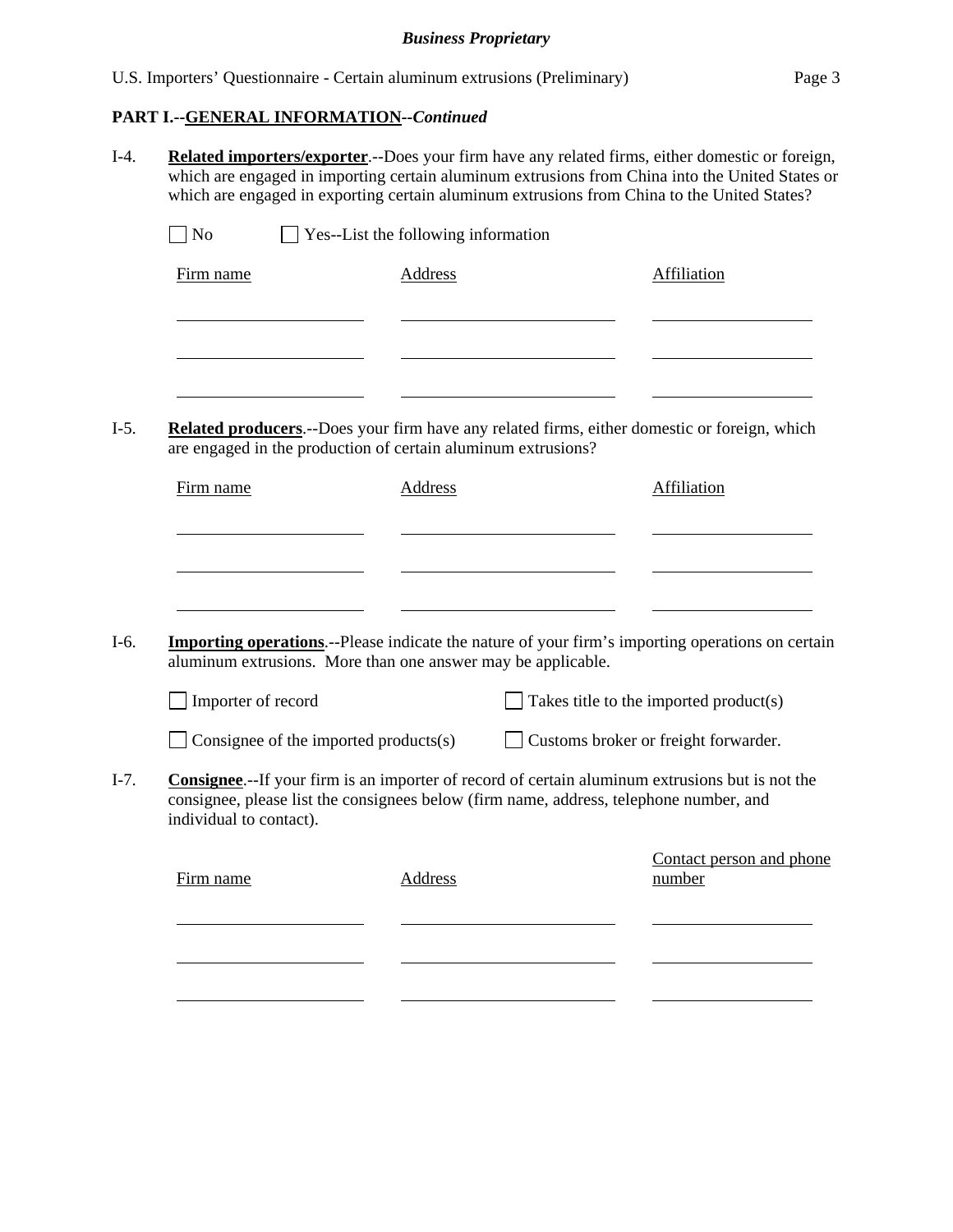**PART I.--GENERAL INFORMATION--*Continued***

I-4. **Related importers/exporter**.--Does your firm have any related firms, either domestic or foreign, which are engaged in importing certain aluminum extrusions from China into the United States or which are engaged in exporting certain aluminum extrusions from China to the United States?

☐ No ☐ Yes--List the following information

| Firm name | Address | Affiliation |
|---|---|---|
| | | |
| | | |
| | | |

I-5. **Related producers**.--Does your firm have any related firms, either domestic or foreign, which are engaged in the production of certain aluminum extrusions?

| Firm name | Address | Affiliation |
|---|---|---|
| | | |
| | | |
| | | |

I-6. **Importing operations**.--Please indicate the nature of your firm's importing operations on certain aluminum extrusions. More than one answer may be applicable.

☐ Importer of record ☐ Takes title to the imported product(s)

☐ Consignee of the imported products(s) ☐ Customs broker or freight forwarder.

I-7. **Consignee**.--If your firm is an importer of record of certain aluminum extrusions but is not the consignee, please list the consignees below (firm name, address, telephone number, and individual to contact).

| Firm name | Address | Contact person and phone number |
|---|---|---|
| | | |
| | | |
| | | |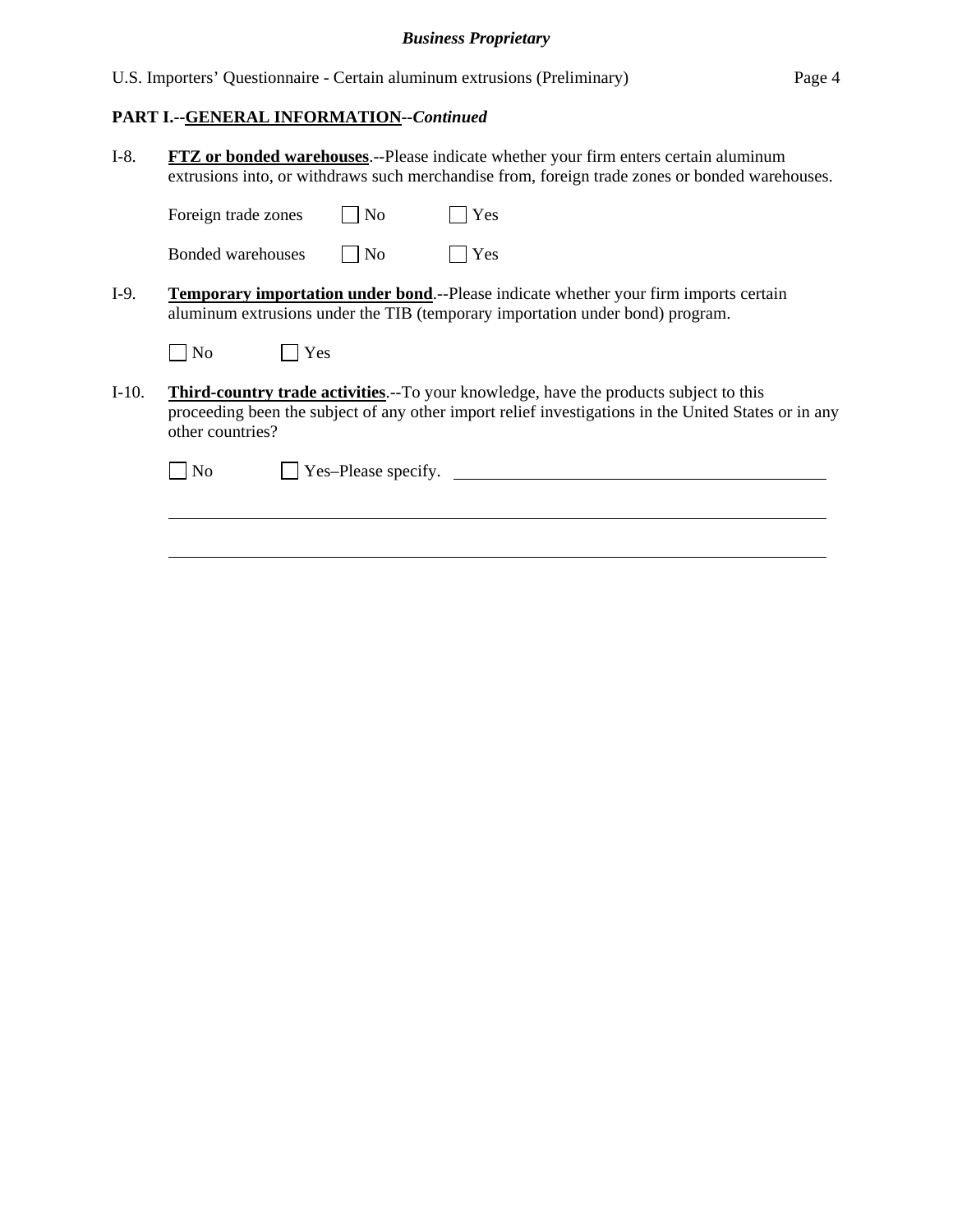## PART I.--GENERAL INFORMATION--*Continued*

I-8. **FTZ or bonded warehouses**.--Please indicate whether your firm enters certain aluminum extrusions into, or withdraws such merchandise from, foreign trade zones or bonded warehouses.

Foreign trade zones ☐ No ☐ Yes

Bonded warehouses ☐ No ☐ Yes

I-9. **Temporary importation under bond**.--Please indicate whether your firm imports certain aluminum extrusions under the TIB (temporary importation under bond) program.

☐ No ☐ Yes

I-10. **Third-country trade activities**.--To your knowledge, have the products subject to this proceeding been the subject of any other import relief investigations in the United States or in any other countries?

☐ No ☐ Yes–Please specify. ______________________________

______________________________________________________________

______________________________________________________________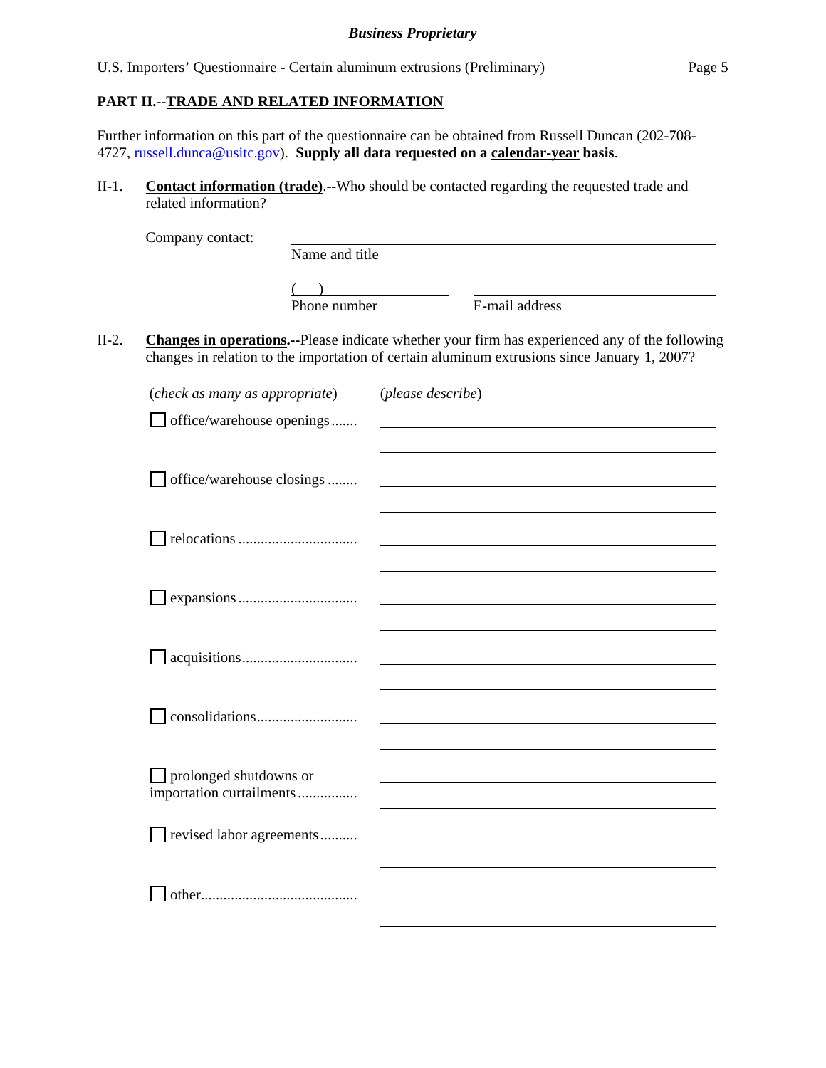## PART II.--TRADE AND RELATED INFORMATION

Further information on this part of the questionnaire can be obtained from Russell Duncan (202-708-4727, russell.dunca@usitc.gov). **Supply all data requested on a calendar-year basis**.

II-1. **Contact information (trade)**.--Who should be contacted regarding the requested trade and related information?

Company contact: ______________________________
Name and title

( ) ______________ ______________________
Phone number E-mail address

II-2. **Changes in operations.**--Please indicate whether your firm has experienced any of the following changes in relation to the importation of certain aluminum extrusions since January 1, 2007?

| (*check as many as appropriate*) | (*please describe*) |
|---|---|
| ☐ office/warehouse openings ....... | |
| ☐ office/warehouse closings ........ | |
| ☐ relocations ............................... | |
| ☐ expansions ............................... | |
| ☐ acquisitions.............................. | |
| ☐ consolidations.......................... | |
| ☐ prolonged shutdowns or importation curtailments ............... | |
| ☐ revised labor agreements.......... | |
| ☐ other......................................... | |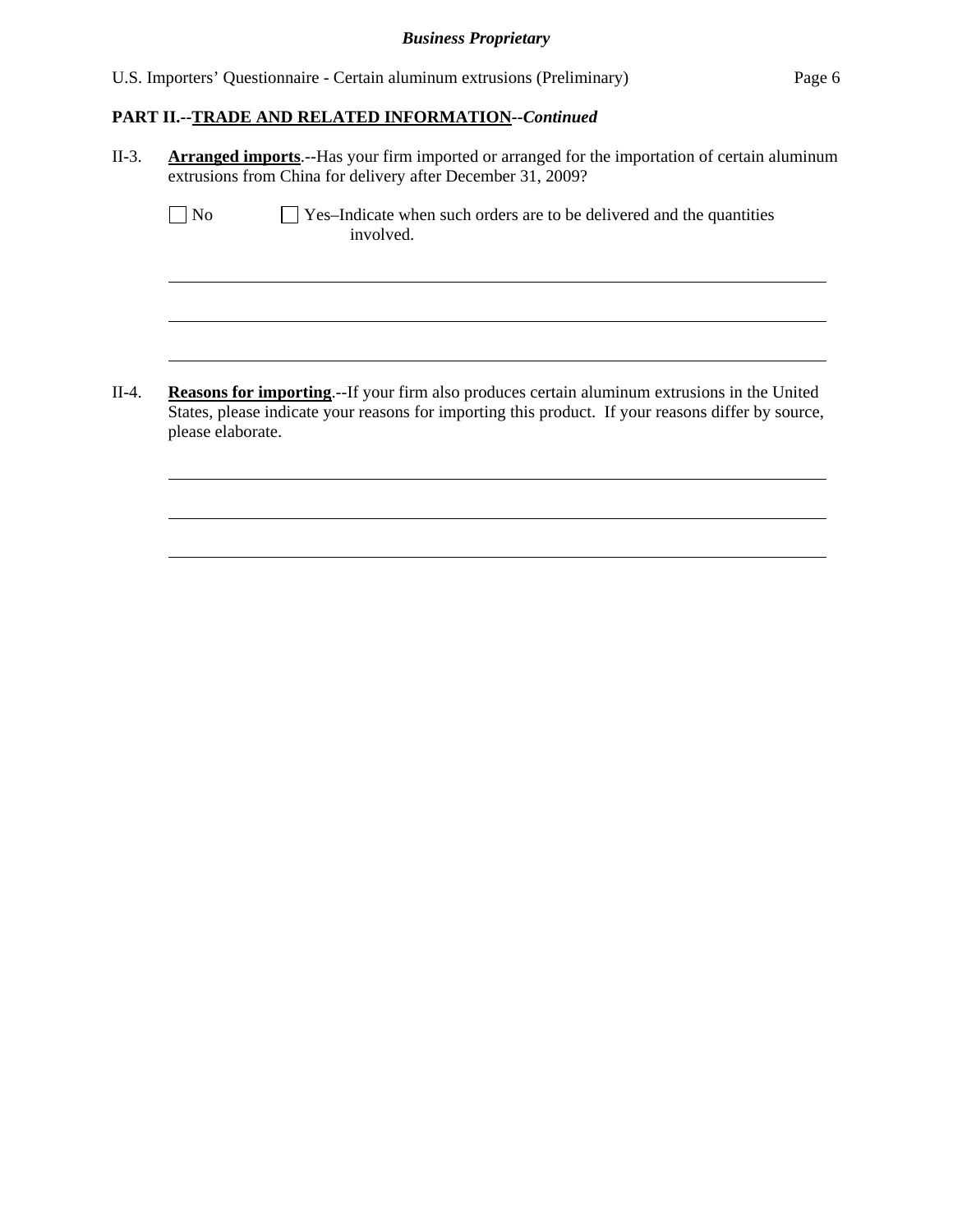**PART II.--TRADE AND RELATED INFORMATION--*Continued***

II-3. **Arranged imports**.--Has your firm imported or arranged for the importation of certain aluminum extrusions from China for delivery after December 31, 2009?

☐ No ☐ Yes–Indicate when such orders are to be delivered and the quantities involved.

\_\_\_\_\_\_\_\_\_\_\_\_\_\_\_\_\_\_\_\_\_\_\_\_\_\_\_\_\_\_\_\_\_\_\_\_\_\_\_\_\_\_\_\_\_\_\_\_\_\_\_\_\_\_\_\_\_\_\_\_\_\_\_\_\_\_\_\_\_\_\_\_

\_\_\_\_\_\_\_\_\_\_\_\_\_\_\_\_\_\_\_\_\_\_\_\_\_\_\_\_\_\_\_\_\_\_\_\_\_\_\_\_\_\_\_\_\_\_\_\_\_\_\_\_\_\_\_\_\_\_\_\_\_\_\_\_\_\_\_\_\_\_\_\_

\_\_\_\_\_\_\_\_\_\_\_\_\_\_\_\_\_\_\_\_\_\_\_\_\_\_\_\_\_\_\_\_\_\_\_\_\_\_\_\_\_\_\_\_\_\_\_\_\_\_\_\_\_\_\_\_\_\_\_\_\_\_\_\_\_\_\_\_\_\_\_\_

II-4. **Reasons for importing**.--If your firm also produces certain aluminum extrusions in the United States, please indicate your reasons for importing this product. If your reasons differ by source, please elaborate.

\_\_\_\_\_\_\_\_\_\_\_\_\_\_\_\_\_\_\_\_\_\_\_\_\_\_\_\_\_\_\_\_\_\_\_\_\_\_\_\_\_\_\_\_\_\_\_\_\_\_\_\_\_\_\_\_\_\_\_\_\_\_\_\_\_\_\_\_\_\_\_\_

\_\_\_\_\_\_\_\_\_\_\_\_\_\_\_\_\_\_\_\_\_\_\_\_\_\_\_\_\_\_\_\_\_\_\_\_\_\_\_\_\_\_\_\_\_\_\_\_\_\_\_\_\_\_\_\_\_\_\_\_\_\_\_\_\_\_\_\_\_\_\_\_

\_\_\_\_\_\_\_\_\_\_\_\_\_\_\_\_\_\_\_\_\_\_\_\_\_\_\_\_\_\_\_\_\_\_\_\_\_\_\_\_\_\_\_\_\_\_\_\_\_\_\_\_\_\_\_\_\_\_\_\_\_\_\_\_\_\_\_\_\_\_\_\_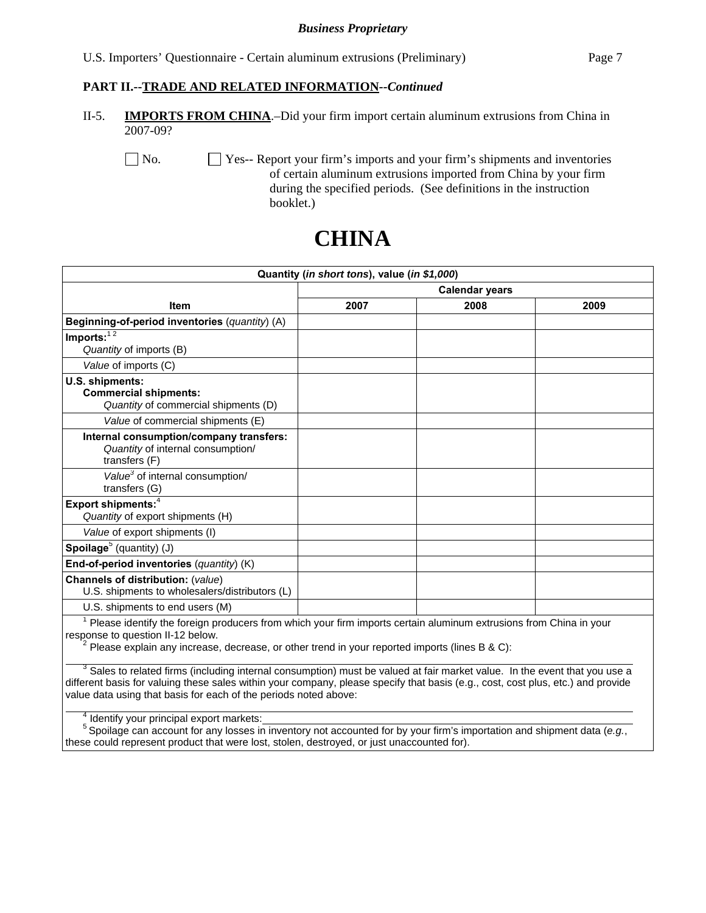**Business Proprietary**

## PART II.--TRADE AND RELATED INFORMATION--*Continued*

II-5. **IMPORTS FROM CHINA**.–Did your firm import certain aluminum extrusions from China in 2007-09?

☐ No. ☐ Yes-- Report your firm's imports and your firm's shipments and inventories of certain aluminum extrusions imported from China by your firm during the specified periods. (See definitions in the instruction booklet.)

# CHINA

| Quantity (*in short tons*), value (*in $1,000*) | | | |
|---|---|---|---|
| | Calendar years | | |
| **Item** | **2007** | **2008** | **2009** |
| **Beginning-of-period inventories** (*quantity*) (A) | | | |
| **Imports:**[1 2] *Quantity* of imports (B) | | | |
| *Value* of imports (C) | | | |
| **U.S. shipments:** **Commercial shipments:** *Quantity* of commercial shipments (D) | | | |
| *Value* of commercial shipments (E) | | | |
| **Internal consumption/company transfers:** *Quantity* of internal consumption/ transfers (F) | | | |
| *Value*[3] of internal consumption/ transfers (G) | | | |
| **Export shipments:**[4] *Quantity* of export shipments (H) | | | |
| *Value* of export shipments (I) | | | |
| **Spoilage**[5] (quantity) (J) | | | |
| **End-of-period inventories** (*quantity*) (K) | | | |
| **Channels of distribution:** (*value*) U.S. shipments to wholesalers/distributors (L) | | | |
| U.S. shipments to end users (M) | | | |

[1] Please identify the foreign producers from which your firm imports certain aluminum extrusions from China in your response to question II-12 below.

[2] Please explain any increase, decrease, or other trend in your reported imports (lines B & C):

______________________________________________________________________

[3] Sales to related firms (including internal consumption) must be valued at fair market value. In the event that you use a different basis for valuing these sales within your company, please specify that basis (e.g., cost, cost plus, etc.) and provide value data using that basis for each of the periods noted above:

______________________________________________________________________

[4] Identify your principal export markets:______________________________________________

[5] Spoilage can account for any losses in inventory not accounted for by your firm's importation and shipment data (*e.g.*, these could represent product that were lost, stolen, destroyed, or just unaccounted for).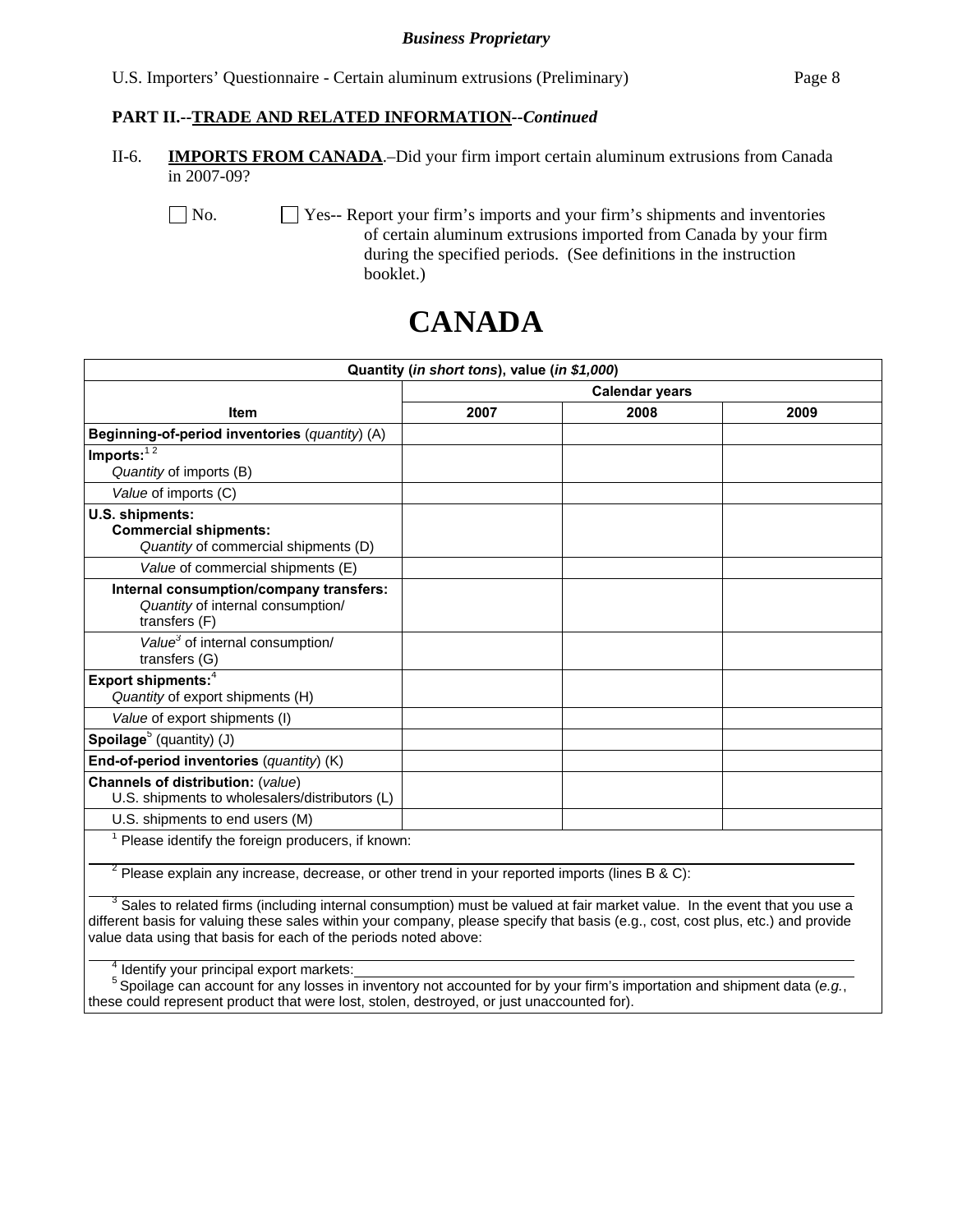**Business Proprietary**

U.S. Importers' Questionnaire - Certain aluminum extrusions (Preliminary)

**PART II.--TRADE AND RELATED INFORMATION--*Continued***

II-6. **IMPORTS FROM CANADA**.–Did your firm import certain aluminum extrusions from Canada in 2007-09?

☐ No. ☐ Yes-- Report your firm's imports and your firm's shipments and inventories of certain aluminum extrusions imported from Canada by your firm during the specified periods. (See definitions in the instruction booklet.)

# CANADA

| Quantity (*in short tons*), value (*in $1,000*) | | | |
|---|---|---|---|
| | Calendar years | | |
| **Item** | **2007** | **2008** | **2009** |
| **Beginning-of-period inventories** (*quantity*) (A) | | | |
| **Imports:**[1 2] *Quantity* of imports (B) | | | |
| *Value* of imports (C) | | | |
| **U.S. shipments:** **Commercial shipments:** *Quantity* of commercial shipments (D) | | | |
| *Value* of commercial shipments (E) | | | |
| **Internal consumption/company transfers:** *Quantity* of internal consumption/ transfers (F) | | | |
| *Value*[3] of internal consumption/ transfers (G) | | | |
| **Export shipments:**[4] *Quantity* of export shipments (H) | | | |
| *Value* of export shipments (I) | | | |
| **Spoilage**[5] (quantity) (J) | | | |
| **End-of-period inventories** (*quantity*) (K) | | | |
| **Channels of distribution:** (*value*) U.S. shipments to wholesalers/distributors (L) | | | |
| U.S. shipments to end users (M) | | | |

[1] Please identify the foreign producers, if known:

[2] Please explain any increase, decrease, or other trend in your reported imports (lines B & C):

[3] Sales to related firms (including internal consumption) must be valued at fair market value. In the event that you use a different basis for valuing these sales within your company, please specify that basis (e.g., cost, cost plus, etc.) and provide value data using that basis for each of the periods noted above:

[4] Identify your principal export markets:

[5] Spoilage can account for any losses in inventory not accounted for by your firm's importation and shipment data (*e.g.*, these could represent product that were lost, stolen, destroyed, or just unaccounted for).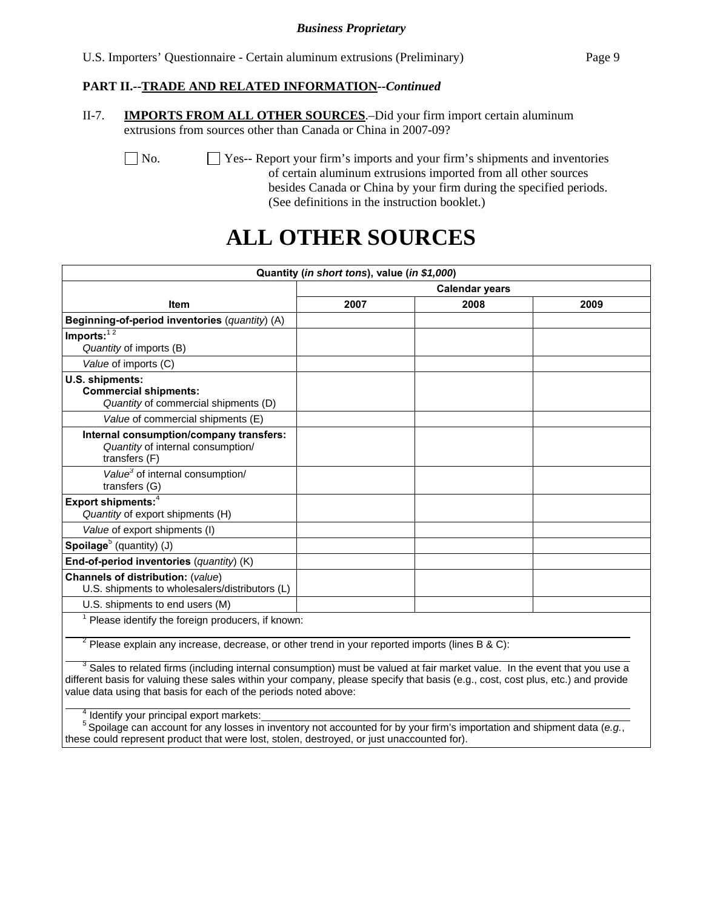**Business Proprietary**

U.S. Importers' Questionnaire - Certain aluminum extrusions (Preliminary)

## PART II.--TRADE AND RELATED INFORMATION--*Continued*

II-7. **IMPORTS FROM ALL OTHER SOURCES**.–Did your firm import certain aluminum extrusions from sources other than Canada or China in 2007-09?

☐ No. ☐ Yes-- Report your firm's imports and your firm's shipments and inventories of certain aluminum extrusions imported from all other sources besides Canada or China by your firm during the specified periods. (See definitions in the instruction booklet.)

# ALL OTHER SOURCES

| Quantity (*in short tons*), value (*in $1,000*) | | | |
|---|---|---|---|
| | Calendar years | | |
| **Item** | **2007** | **2008** | **2009** |
| **Beginning-of-period inventories** (*quantity*) (A) | | | |
| **Imports:**[1 2] *Quantity* of imports (B) | | | |
| *Value* of imports (C) | | | |
| **U.S. shipments:** **Commercial shipments:** *Quantity* of commercial shipments (D) | | | |
| *Value* of commercial shipments (E) | | | |
| **Internal consumption/company transfers:** *Quantity* of internal consumption/ transfers (F) | | | |
| *Value*[3] of internal consumption/ transfers (G) | | | |
| **Export shipments:**[4] *Quantity* of export shipments (H) | | | |
| *Value* of export shipments (I) | | | |
| **Spoilage**[5] (quantity) (J) | | | |
| **End-of-period inventories** (*quantity*) (K) | | | |
| **Channels of distribution:** (*value*) U.S. shipments to wholesalers/distributors (L) | | | |
| U.S. shipments to end users (M) | | | |

[1] Please identify the foreign producers, if known:

[2] Please explain any increase, decrease, or other trend in your reported imports (lines B & C):

[3] Sales to related firms (including internal consumption) must be valued at fair market value. In the event that you use a different basis for valuing these sales within your company, please specify that basis (e.g., cost, cost plus, etc.) and provide value data using that basis for each of the periods noted above:

[4] Identify your principal export markets:

[5] Spoilage can account for any losses in inventory not accounted for by your firm's importation and shipment data (*e.g.*, these could represent product that were lost, stolen, destroyed, or just unaccounted for).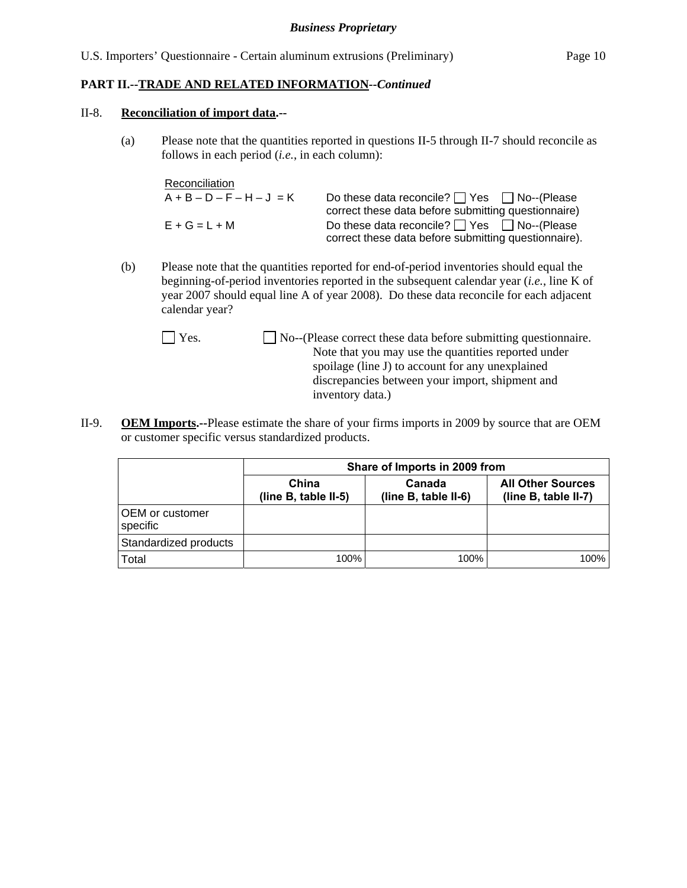**PART II.--TRADE AND RELATED INFORMATION--*Continued***

II-8. **Reconciliation of import data.--**

(a) Please note that the quantities reported in questions II-5 through II-7 should reconcile as follows in each period (*i.e.*, in each column):

Reconciliation

A + B – D – F – H – J = K  Do these data reconcile? ☐ Yes ☐ No--(Please correct these data before submitting questionnaire)

E + G = L + M  Do these data reconcile? ☐ Yes ☐ No--(Please correct these data before submitting questionnaire).

(b) Please note that the quantities reported for end-of-period inventories should equal the beginning-of-period inventories reported in the subsequent calendar year (*i.e.*, line K of year 2007 should equal line A of year 2008). Do these data reconcile for each adjacent calendar year?

☐ Yes. ☐ No--(Please correct these data before submitting questionnaire. Note that you may use the quantities reported under spoilage (line J) to account for any unexplained discrepancies between your import, shipment and inventory data.)

II-9. **OEM Imports.--**Please estimate the share of your firms imports in 2009 by source that are OEM or customer specific versus standardized products.

| | Share of Imports in 2009 from | | |
|---|---|---|---|
| | **China (line B, table II-5)** | **Canada (line B, table II-6)** | **All Other Sources (line B, table II-7)** |
| OEM or customer specific | | | |
| Standardized products | | | |
| Total | 100% | 100% | 100% |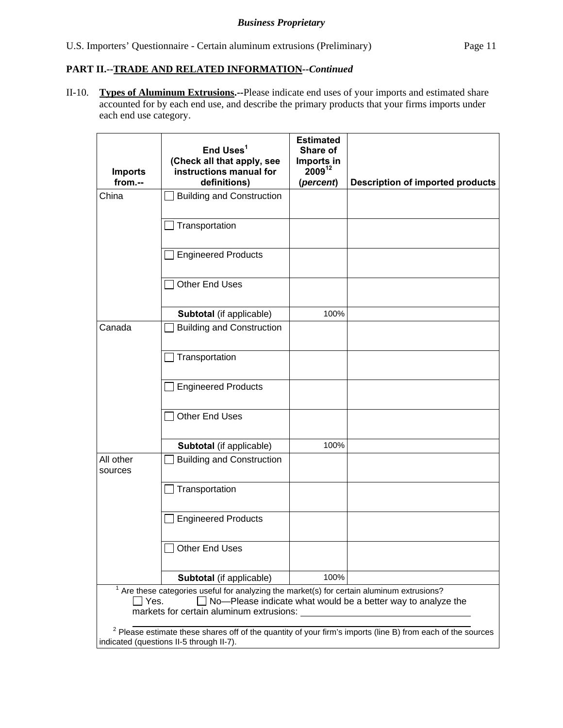**PART II.--TRADE AND RELATED INFORMATION--*Continued***

II-10. **Types of Aluminum Extrusions.**--Please indicate end uses of your imports and estimated share accounted for by each end use, and describe the primary products that your firms imports under each end use category.

| Imports from.-- | End Uses[1] (Check all that apply, see instructions manual for definitions) | Estimated Share of Imports in 2009[12] (*percent*) | Description of imported products |
|---|---|---|---|
| China | ☐ Building and Construction | | |
| | ☐ Transportation | | |
| | ☐ Engineered Products | | |
| | ☐ Other End Uses | | |
| | **Subtotal** (if applicable) | 100% | |
| Canada | ☐ Building and Construction | | |
| | ☐ Transportation | | |
| | ☐ Engineered Products | | |
| | ☐ Other End Uses | | |
| | **Subtotal** (if applicable) | 100% | |
| All other sources | ☐ Building and Construction | | |
| | ☐ Transportation | | |
| | ☐ Engineered Products | | |
| | ☐ Other End Uses | | |
| | **Subtotal** (if applicable) | 100% | |

[1] Are these categories useful for analyzing the market(s) for certain aluminum extrusions?
☐ Yes. ☐ No—Please indicate what would be a better way to analyze the markets for certain aluminum extrusions: ____________________

[2] Please estimate these shares off of the quantity of your firm's imports (line B) from each of the sources indicated (questions II-5 through II-7).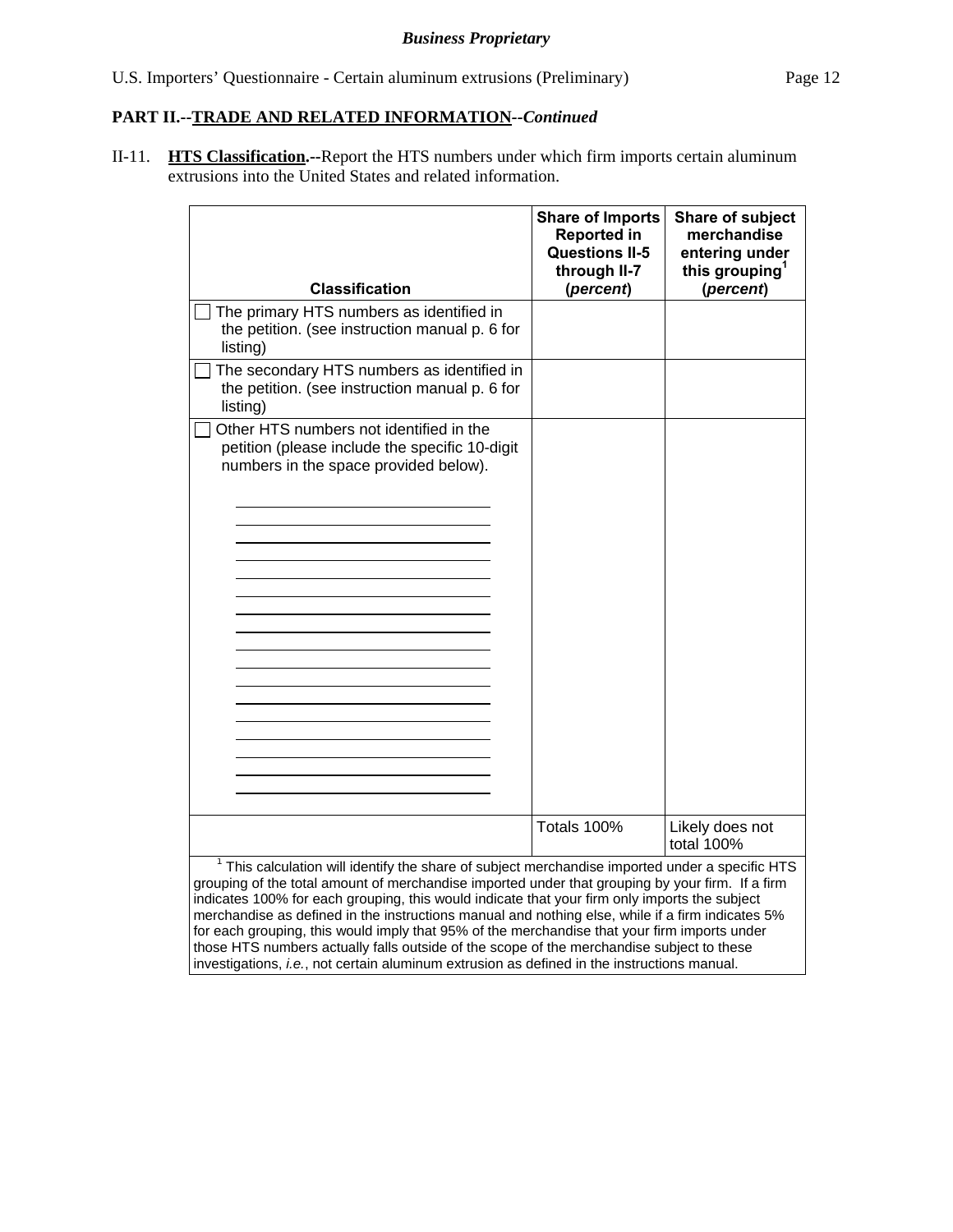**PART II.--TRADE AND RELATED INFORMATION--*Continued***

II-11. **HTS Classification.**--Report the HTS numbers under which firm imports certain aluminum extrusions into the United States and related information.

| Classification | Share of Imports Reported in Questions II-5 through II-7 (*percent*) | Share of subject merchandise entering under this grouping[1] (*percent*) |
|---|---|---|
| ☐ The primary HTS numbers as identified in the petition. (see instruction manual p. 6 for listing) | | |
| ☐ The secondary HTS numbers as identified in the petition. (see instruction manual p. 6 for listing) | | |
| ☐ Other HTS numbers not identified in the petition (please include the specific 10-digit numbers in the space provided below).<br>\_\_\_\_\_\_\_\_\_\_\_\_\_\_\_\_\_\_\_\_<br>\_\_\_\_\_\_\_\_\_\_\_\_\_\_\_\_\_\_\_\_<br>\_\_\_\_\_\_\_\_\_\_\_\_\_\_\_\_\_\_\_\_<br>\_\_\_\_\_\_\_\_\_\_\_\_\_\_\_\_\_\_\_\_<br>\_\_\_\_\_\_\_\_\_\_\_\_\_\_\_\_\_\_\_\_<br>\_\_\_\_\_\_\_\_\_\_\_\_\_\_\_\_\_\_\_\_<br>\_\_\_\_\_\_\_\_\_\_\_\_\_\_\_\_\_\_\_\_<br>\_\_\_\_\_\_\_\_\_\_\_\_\_\_\_\_\_\_\_\_<br>\_\_\_\_\_\_\_\_\_\_\_\_\_\_\_\_\_\_\_\_<br>\_\_\_\_\_\_\_\_\_\_\_\_\_\_\_\_\_\_\_\_<br>\_\_\_\_\_\_\_\_\_\_\_\_\_\_\_\_\_\_\_\_<br>\_\_\_\_\_\_\_\_\_\_\_\_\_\_\_\_\_\_\_\_<br>\_\_\_\_\_\_\_\_\_\_\_\_\_\_\_\_\_\_\_\_<br>\_\_\_\_\_\_\_\_\_\_\_\_\_\_\_\_\_\_\_\_<br>\_\_\_\_\_\_\_\_\_\_\_\_\_\_\_\_\_\_\_\_<br>\_\_\_\_\_\_\_\_\_\_\_\_\_\_\_\_\_\_\_\_<br>\_\_\_\_\_\_\_\_\_\_\_\_\_\_\_\_\_\_\_\_ | | |
| | Totals 100% | Likely does not total 100% |

[1] This calculation will identify the share of subject merchandise imported under a specific HTS grouping of the total amount of merchandise imported under that grouping by your firm. If a firm indicates 100% for each grouping, this would indicate that your firm only imports the subject merchandise as defined in the instructions manual and nothing else, while if a firm indicates 5% for each grouping, this would imply that 95% of the merchandise that your firm imports under those HTS numbers actually falls outside of the scope of the merchandise subject to these investigations, *i.e.*, not certain aluminum extrusion as defined in the instructions manual.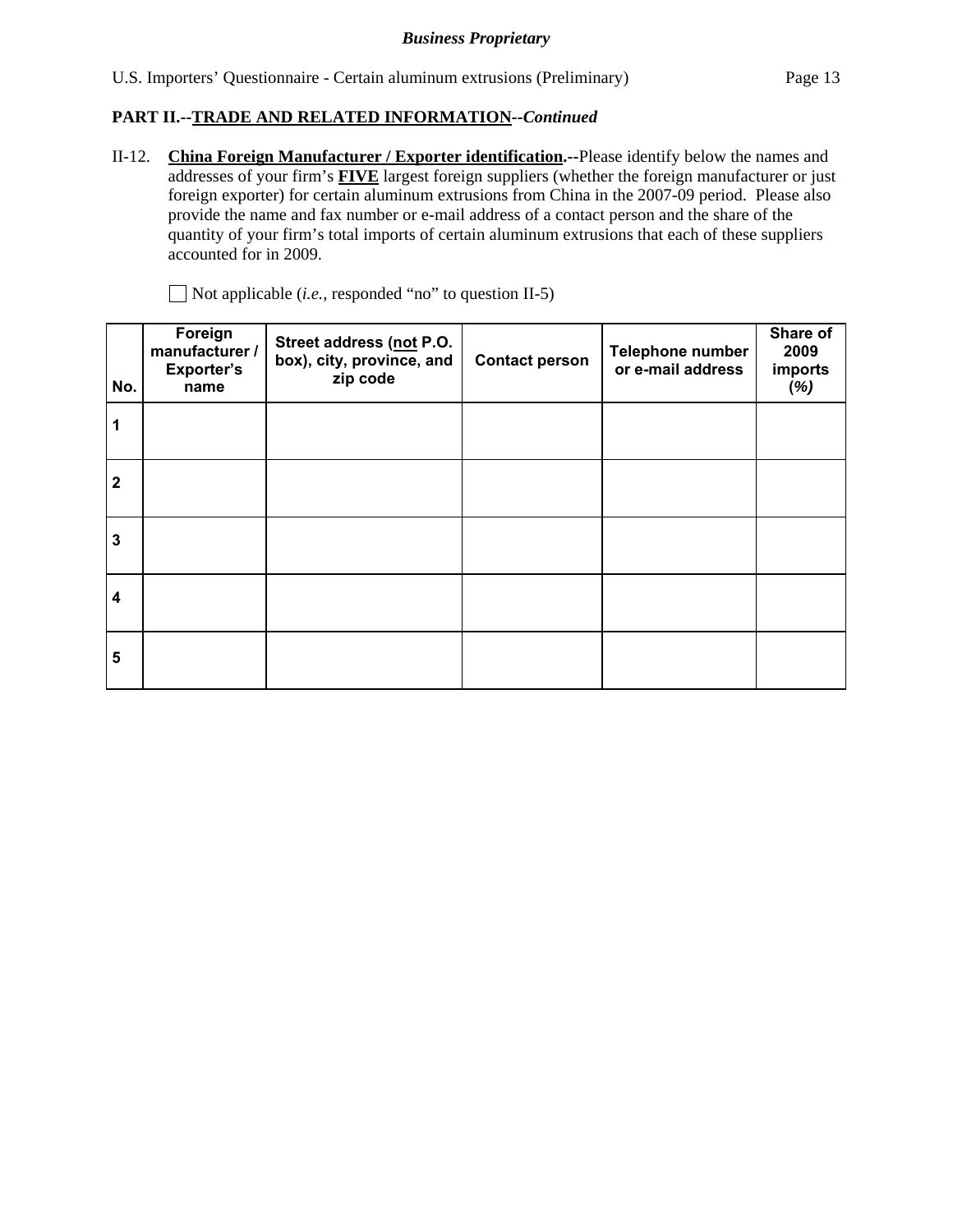**PART II.--TRADE AND RELATED INFORMATION--*Continued***

II-12. **China Foreign Manufacturer / Exporter identification.--**Please identify below the names and addresses of your firm's **FIVE** largest foreign suppliers (whether the foreign manufacturer or just foreign exporter) for certain aluminum extrusions from China in the 2007-09 period. Please also provide the name and fax number or e-mail address of a contact person and the share of the quantity of your firm's total imports of certain aluminum extrusions that each of these suppliers accounted for in 2009.

☐ Not applicable (*i.e.*, responded "no" to question II-5)

| No. | Foreign manufacturer / Exporter's name | Street address (not P.O. box), city, province, and zip code | Contact person | Telephone number or e-mail address | Share of 2009 imports *(%)* |
|---|---|---|---|---|---|
| 1 | | | | | |
| 2 | | | | | |
| 3 | | | | | |
| 4 | | | | | |
| 5 | | | | | |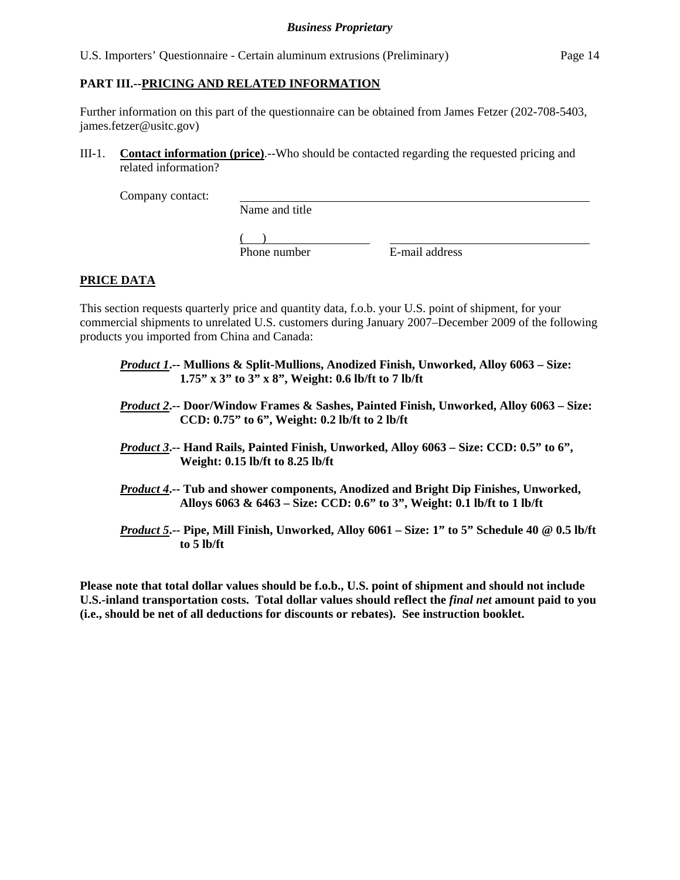## PART III.--PRICING AND RELATED INFORMATION

Further information on this part of the questionnaire can be obtained from James Fetzer (202-708-5403, james.fetzer@usitc.gov)

III-1. **Contact information (price)**.--Who should be contacted regarding the requested pricing and related information?

Company contact: ______________________________
Name and title

(    ) ______________ ______________________
Phone number E-mail address

## PRICE DATA

This section requests quarterly price and quantity data, f.o.b. your U.S. point of shipment, for your commercial shipments to unrelated U.S. customers during January 2007–December 2009 of the following products you imported from China and Canada:

***Product 1*.-- Mullions & Split-Mullions, Anodized Finish, Unworked, Alloy 6063 – Size: 1.75" x 3" to 3" x 8", Weight: 0.6 lb/ft to 7 lb/ft**

***Product 2*.-- Door/Window Frames & Sashes, Painted Finish, Unworked, Alloy 6063 – Size: CCD: 0.75" to 6", Weight: 0.2 lb/ft to 2 lb/ft**

***Product 3*.-- Hand Rails, Painted Finish, Unworked, Alloy 6063 – Size: CCD: 0.5" to 6", Weight: 0.15 lb/ft to 8.25 lb/ft**

***Product 4*.-- Tub and shower components, Anodized and Bright Dip Finishes, Unworked, Alloys 6063 & 6463 – Size: CCD: 0.6" to 3", Weight: 0.1 lb/ft to 1 lb/ft**

***Product 5*.-- Pipe, Mill Finish, Unworked, Alloy 6061 – Size: 1" to 5" Schedule 40 @ 0.5 lb/ft to 5 lb/ft**

**Please note that total dollar values should be f.o.b., U.S. point of shipment and should not include U.S.-inland transportation costs. Total dollar values should reflect the *final net* amount paid to you (i.e., should be net of all deductions for discounts or rebates). See instruction booklet.**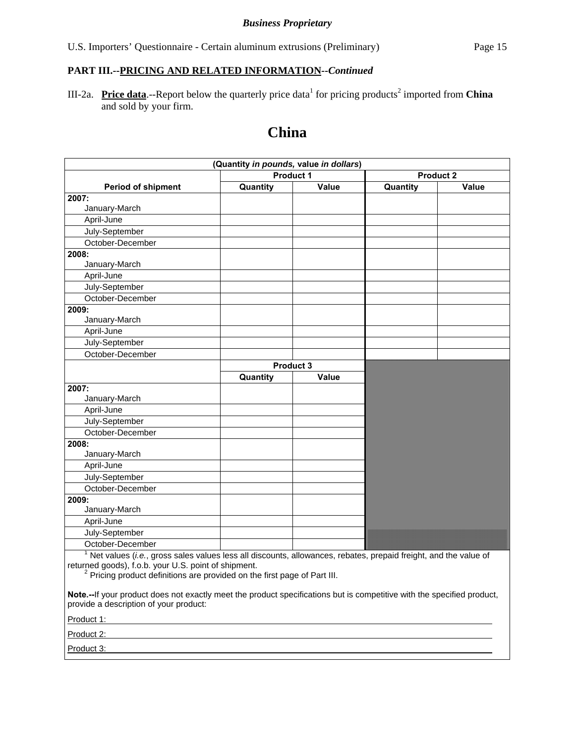*Business Proprietary*

## PART III.--PRICING AND RELATED INFORMATION--*Continued*

III-2a. **Price data**.--Report below the quarterly price data[1] for pricing products[2] imported from **China** and sold by your firm.

# China

| (Quantity *in pounds,* value *in dollars*) | | | | |
|---|---|---|---|---|
| | Product 1 | | Product 2 | |
| Period of shipment | Quantity | Value | Quantity | Value |
| 2007: January-March | | | | |
| April-June | | | | |
| July-September | | | | |
| October-December | | | | |
| 2008: January-March | | | | |
| April-June | | | | |
| July-September | | | | |
| October-December | | | | |
| 2009: January-March | | | | |
| April-June | | | | |
| July-September | | | | |
| October-December | | | | |
| | Product 3 | | | |
| | Quantity | Value | | |
| 2007: January-March | | | | |
| April-June | | | | |
| July-September | | | | |
| October-December | | | | |
| 2008: January-March | | | | |
| April-June | | | | |
| July-September | | | | |
| October-December | | | | |
| 2009: January-March | | | | |
| April-June | | | | |
| July-September | | | | |
| October-December | | | | |

[1] Net values (*i.e.*, gross sales values less all discounts, allowances, rebates, prepaid freight, and the value of returned goods), f.o.b. your U.S. point of shipment.

[2] Pricing product definitions are provided on the first page of Part III.

**Note.--**If your product does not exactly meet the product specifications but is competitive with the specified product, provide a description of your product:

Product 1: ______________________________

Product 2: ______________________________

Product 3: ______________________________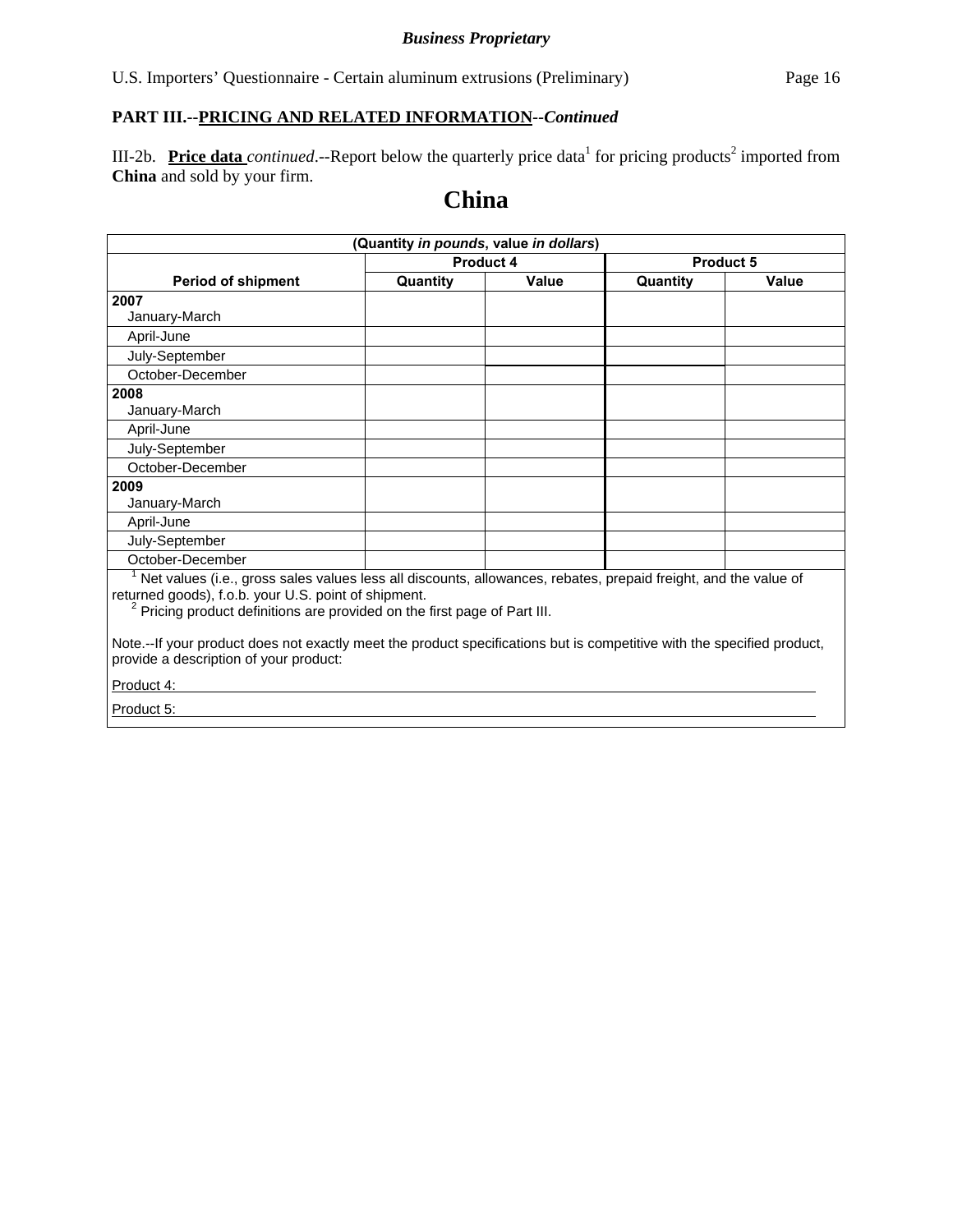*Business Proprietary*

U.S. Importers' Questionnaire - Certain aluminum extrusions (Preliminary)

**PART III.--PRICING AND RELATED INFORMATION--*Continued***

III-2b. **Price data** *continued*.--Report below the quarterly price data[1] for pricing products[2] imported from **China** and sold by your firm.

# China

| (Quantity *in pounds*, value *in dollars*) | | | | |
|---|---|---|---|---|
| | Product 4 | | Product 5 | |
| Period of shipment | Quantity | Value | Quantity | Value |
| **2007** January-March | | | | |
| April-June | | | | |
| July-September | | | | |
| October-December | | | | |
| **2008** January-March | | | | |
| April-June | | | | |
| July-September | | | | |
| October-December | | | | |
| **2009** January-March | | | | |
| April-June | | | | |
| July-September | | | | |
| October-December | | | | |

[1] Net values (i.e., gross sales values less all discounts, allowances, rebates, prepaid freight, and the value of returned goods), f.o.b. your U.S. point of shipment.
[2] Pricing product definitions are provided on the first page of Part III.

Note.--If your product does not exactly meet the product specifications but is competitive with the specified product, provide a description of your product:

Product 4: ____________________

Product 5: ____________________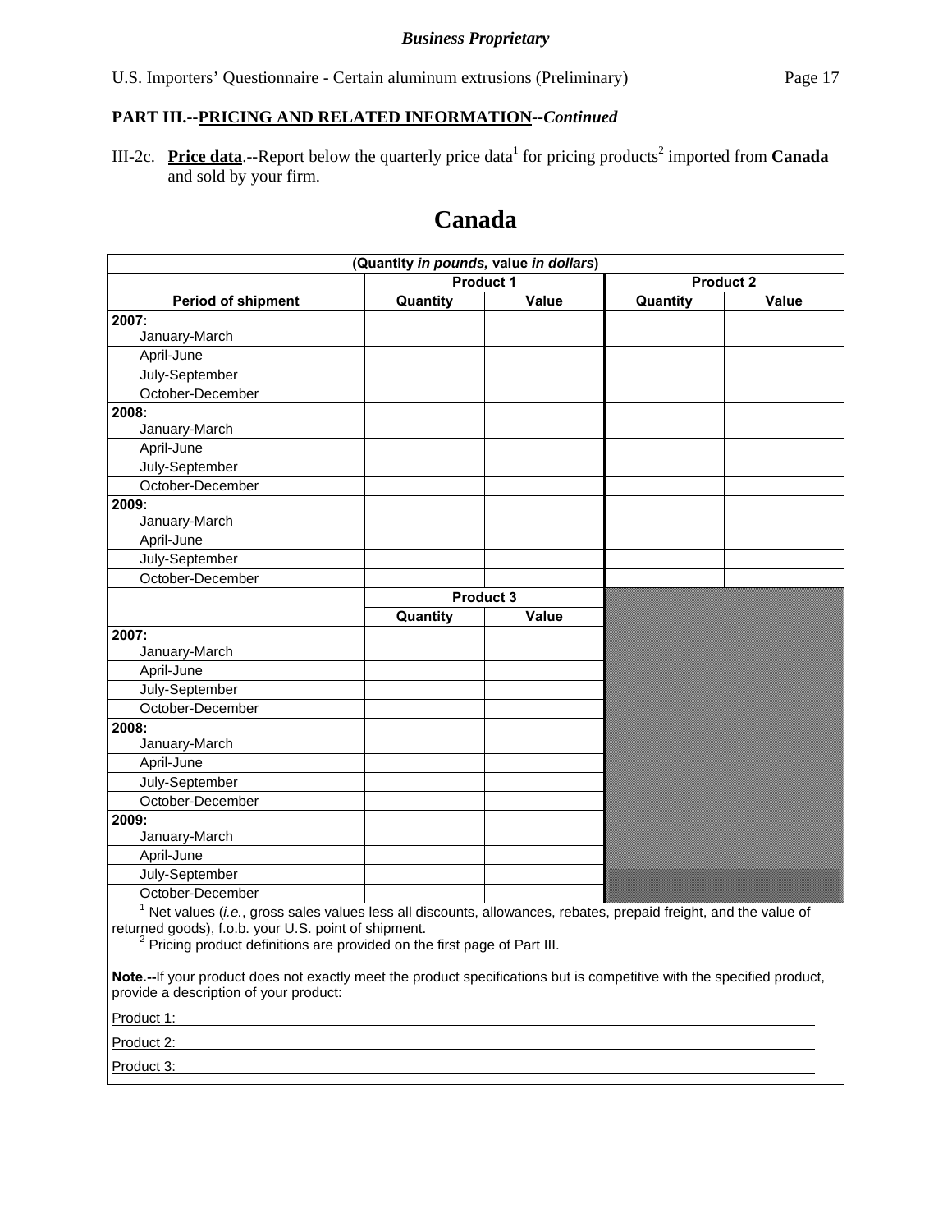**Business Proprietary**

U.S. Importers' Questionnaire - Certain aluminum extrusions (Preliminary)

## PART III.--PRICING AND RELATED INFORMATION--*Continued*

III-2c. **Price data**.--Report below the quarterly price data[1] for pricing products[2] imported from **Canada** and sold by your firm.

# Canada

| (Quantity *in pounds,* value *in dollars*) | | | | |
|---|---|---|---|---|
| | Product 1 | | Product 2 | |
| Period of shipment | Quantity | Value | Quantity | Value |
| 2007: January-March | | | | |
| April-June | | | | |
| July-September | | | | |
| October-December | | | | |
| 2008: January-March | | | | |
| April-June | | | | |
| July-September | | | | |
| October-December | | | | |
| 2009: January-March | | | | |
| April-June | | | | |
| July-September | | | | |
| October-December | | | | |
| | Product 3 | | | |
| | Quantity | Value | | |
| 2007: January-March | | | | |
| April-June | | | | |
| July-September | | | | |
| October-December | | | | |
| 2008: January-March | | | | |
| April-June | | | | |
| July-September | | | | |
| October-December | | | | |
| 2009: January-March | | | | |
| April-June | | | | |
| July-September | | | | |
| October-December | | | | |

[1] Net values (*i.e.*, gross sales values less all discounts, allowances, rebates, prepaid freight, and the value of returned goods), f.o.b. your U.S. point of shipment.

[2] Pricing product definitions are provided on the first page of Part III.

**Note.--**If your product does not exactly meet the product specifications but is competitive with the specified product, provide a description of your product:

Product 1: ____________________

Product 2: ____________________

Product 3: ____________________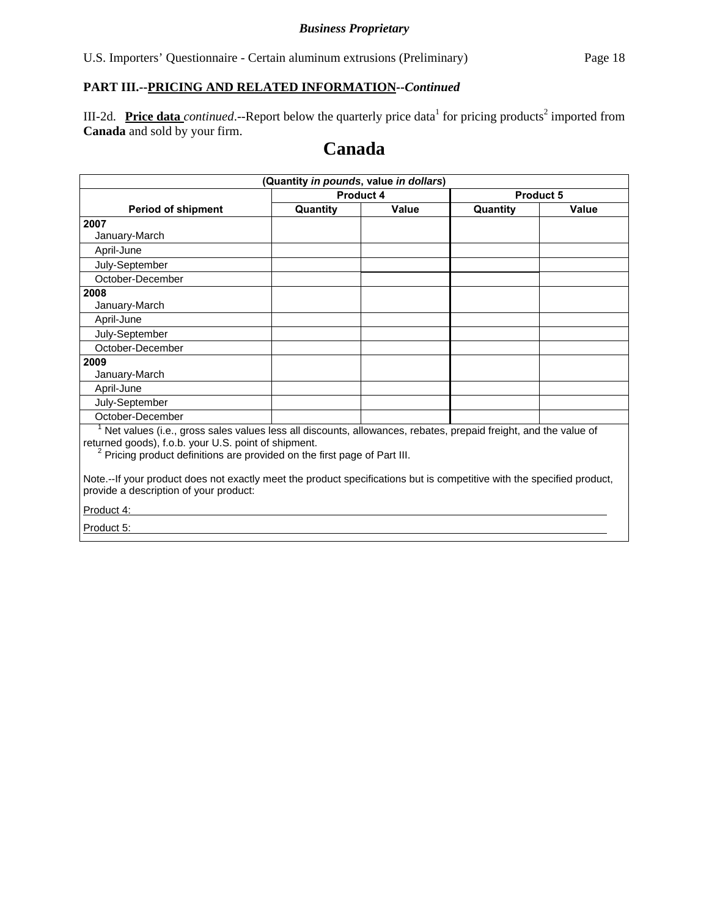**PART III.--PRICING AND RELATED INFORMATION--*Continued***

III-2d. **Price data** *continued*.--Report below the quarterly price data[1] for pricing products[2] imported from **Canada** and sold by your firm.

# Canada

| (Quantity *in pounds*, value *in dollars*) | | | | |
|---|---|---|---|---|
| | **Product 4** | | **Product 5** | |
| **Period of shipment** | **Quantity** | **Value** | **Quantity** | **Value** |
| **2007** January-March | | | | |
| April-June | | | | |
| July-September | | | | |
| October-December | | | | |
| **2008** January-March | | | | |
| April-June | | | | |
| July-September | | | | |
| October-December | | | | |
| **2009** January-March | | | | |
| April-June | | | | |
| July-September | | | | |
| October-December | | | | |

[1] Net values (i.e., gross sales values less all discounts, allowances, rebates, prepaid freight, and the value of returned goods), f.o.b. your U.S. point of shipment.

[2] Pricing product definitions are provided on the first page of Part III.

Note.--If your product does not exactly meet the product specifications but is competitive with the specified product, provide a description of your product:

Product 4: ____________________

Product 5: ____________________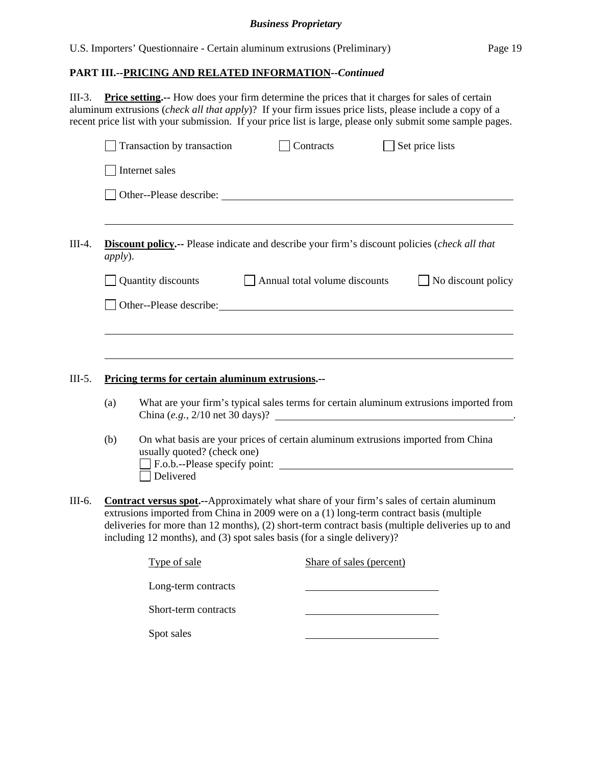**PART III.--PRICING AND RELATED INFORMATION--*Continued***

III-3. **Price setting.--** How does your firm determine the prices that it charges for sales of certain aluminum extrusions (*check all that apply*)? If your firm issues price lists, please include a copy of a recent price list with your submission. If your price list is large, please only submit some sample pages.

☐ Transaction by transaction ☐ Contracts ☐ Set price lists

☐ Internet sales

☐ Other--Please describe: ______________________________________________

______________________________________________

III-4. **Discount policy.--** Please indicate and describe your firm's discount policies (*check all that apply*).

☐ Quantity discounts ☐ Annual total volume discounts ☐ No discount policy

☐ Other--Please describe: ______________________________________________

______________________________________________

______________________________________________

III-5. **Pricing terms for certain aluminum extrusions.--**

(a) What are your firm's typical sales terms for certain aluminum extrusions imported from China (*e.g.*, 2/10 net 30 days)? ______________________.

(b) On what basis are your prices of certain aluminum extrusions imported from China usually quoted? (check one)
☐ F.o.b.--Please specify point: ______________________
☐ Delivered

III-6. **Contract versus spot.--**Approximately what share of your firm's sales of certain aluminum extrusions imported from China in 2009 were on a (1) long-term contract basis (multiple deliveries for more than 12 months), (2) short-term contract basis (multiple deliveries up to and including 12 months), and (3) spot sales basis (for a single delivery)?

| Type of sale | Share of sales (percent) |
|---|---|
| Long-term contracts | ____________ |
| Short-term contracts | ____________ |
| Spot sales | ____________ |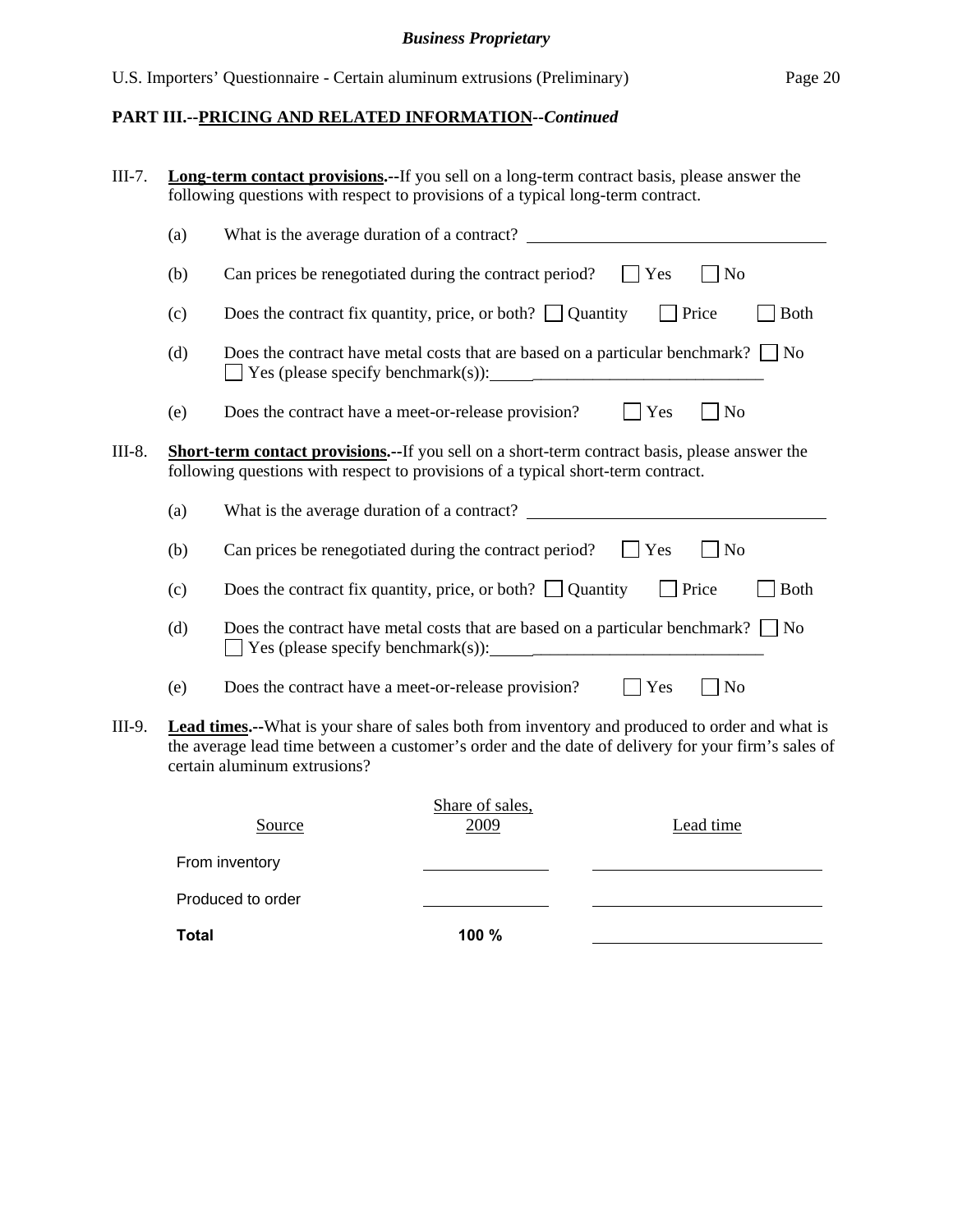## PART III.--PRICING AND RELATED INFORMATION--*Continued*

III-7. **Long-term contact provisions.--**If you sell on a long-term contract basis, please answer the following questions with respect to provisions of a typical long-term contract.

(a) What is the average duration of a contract? ___________________________

(b) Can prices be renegotiated during the contract period? ☐ Yes ☐ No

(c) Does the contract fix quantity, price, or both? ☐ Quantity ☐ Price ☐ Both

(d) Does the contract have metal costs that are based on a particular benchmark? ☐ No ☐ Yes (please specify benchmark(s)): ___________________________

(e) Does the contract have a meet-or-release provision? ☐ Yes ☐ No

III-8. **Short-term contact provisions.--**If you sell on a short-term contract basis, please answer the following questions with respect to provisions of a typical short-term contract.

(a) What is the average duration of a contract? ___________________________

(b) Can prices be renegotiated during the contract period? ☐ Yes ☐ No

(c) Does the contract fix quantity, price, or both? ☐ Quantity ☐ Price ☐ Both

(d) Does the contract have metal costs that are based on a particular benchmark? ☐ No ☐ Yes (please specify benchmark(s)): ___________________________

(e) Does the contract have a meet-or-release provision? ☐ Yes ☐ No

III-9. **Lead times.--**What is your share of sales both from inventory and produced to order and what is the average lead time between a customer's order and the date of delivery for your firm's sales of certain aluminum extrusions?

| Source | Share of sales, 2009 | Lead time |
|---|---|---|
| From inventory | ______ | ______ |
| Produced to order | ______ | ______ |
| **Total** | **100 %** | ______ |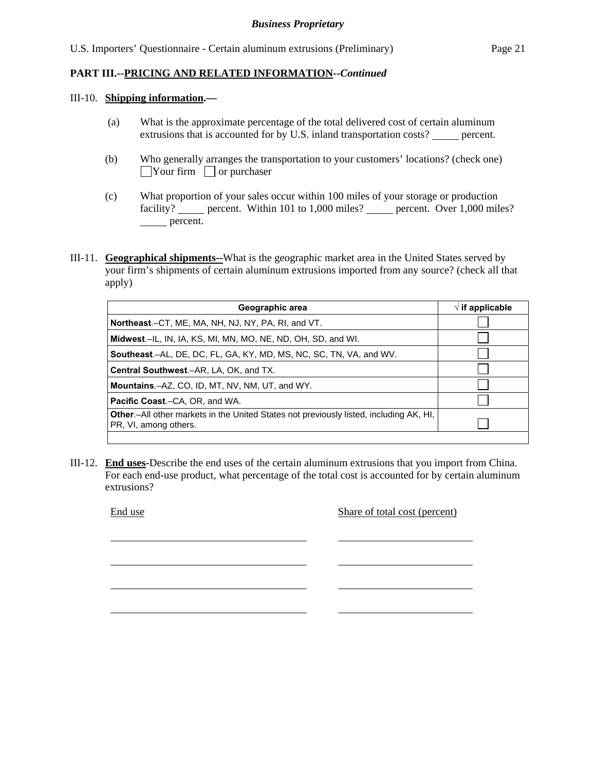**Business Proprietary**

**PART III.--PRICING AND RELATED INFORMATION--*Continued***

III-10. **Shipping information.—**

(a) What is the approximate percentage of the total delivered cost of certain aluminum extrusions that is accounted for by U.S. inland transportation costs? _____ percent.

(b) Who generally arranges the transportation to your customers' locations? (check one)
☐ Your firm ☐ or purchaser

(c) What proportion of your sales occur within 100 miles of your storage or production facility? _____ percent. Within 101 to 1,000 miles? _____ percent. Over 1,000 miles? _____ percent.

III-11. **Geographical shipments--**What is the geographic market area in the United States served by your firm's shipments of certain aluminum extrusions imported from any source? (check all that apply)

| Geographic area | √ if applicable |
|---|---|
| **Northeast**.–CT, ME, MA, NH, NJ, NY, PA, RI, and VT. | ☐ |
| **Midwest**.–IL, IN, IA, KS, MI, MN, MO, NE, ND, OH, SD, and WI. | ☐ |
| **Southeast**.–AL, DE, DC, FL, GA, KY, MD, MS, NC, SC, TN, VA, and WV. | ☐ |
| **Central Southwest**.–AR, LA, OK, and TX. | ☐ |
| **Mountains**.–AZ, CO, ID, MT, NV, NM, UT, and WY. | ☐ |
| **Pacific Coast**.–CA, OR, and WA. | ☐ |
| **Other**.–All other markets in the United States not previously listed, including AK, HI, PR, VI, among others. | ☐ |
| | |

III-12. **End uses**-Describe the end uses of the certain aluminum extrusions that you import from China. For each end-use product, what percentage of the total cost is accounted for by certain aluminum extrusions?

| End use | Share of total cost (percent) |
|---|---|
| | |
| | |
| | |
| | |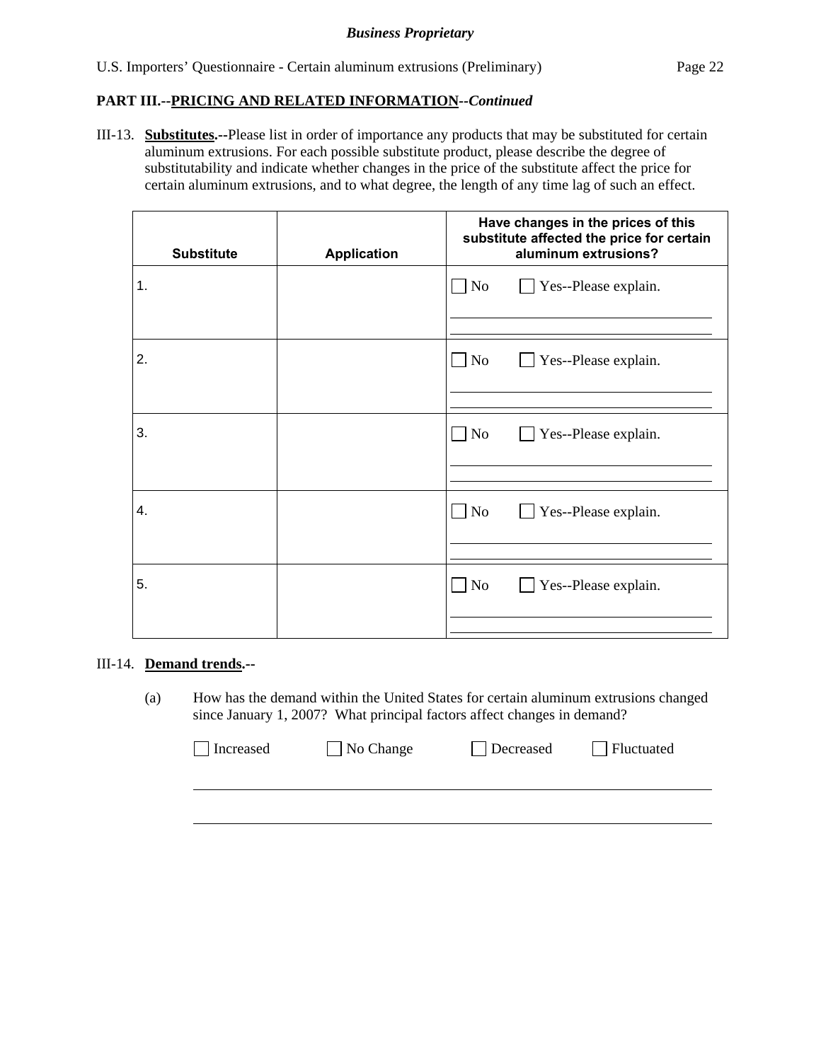**PART III.--PRICING AND RELATED INFORMATION--*Continued***

III-13. **Substitutes.--**Please list in order of importance any products that may be substituted for certain aluminum extrusions. For each possible substitute product, please describe the degree of substitutability and indicate whether changes in the price of the substitute affect the price for certain aluminum extrusions, and to what degree, the length of any time lag of such an effect.

| Substitute | Application | Have changes in the prices of this substitute affected the price for certain aluminum extrusions? |
|---|---|---|
| 1. | | ☐ No ☐ Yes--Please explain. |
| 2. | | ☐ No ☐ Yes--Please explain. |
| 3. | | ☐ No ☐ Yes--Please explain. |
| 4. | | ☐ No ☐ Yes--Please explain. |
| 5. | | ☐ No ☐ Yes--Please explain. |

III-14. **Demand trends.--**

(a) How has the demand within the United States for certain aluminum extrusions changed since January 1, 2007? What principal factors affect changes in demand?

☐ Increased ☐ No Change ☐ Decreased ☐ Fluctuated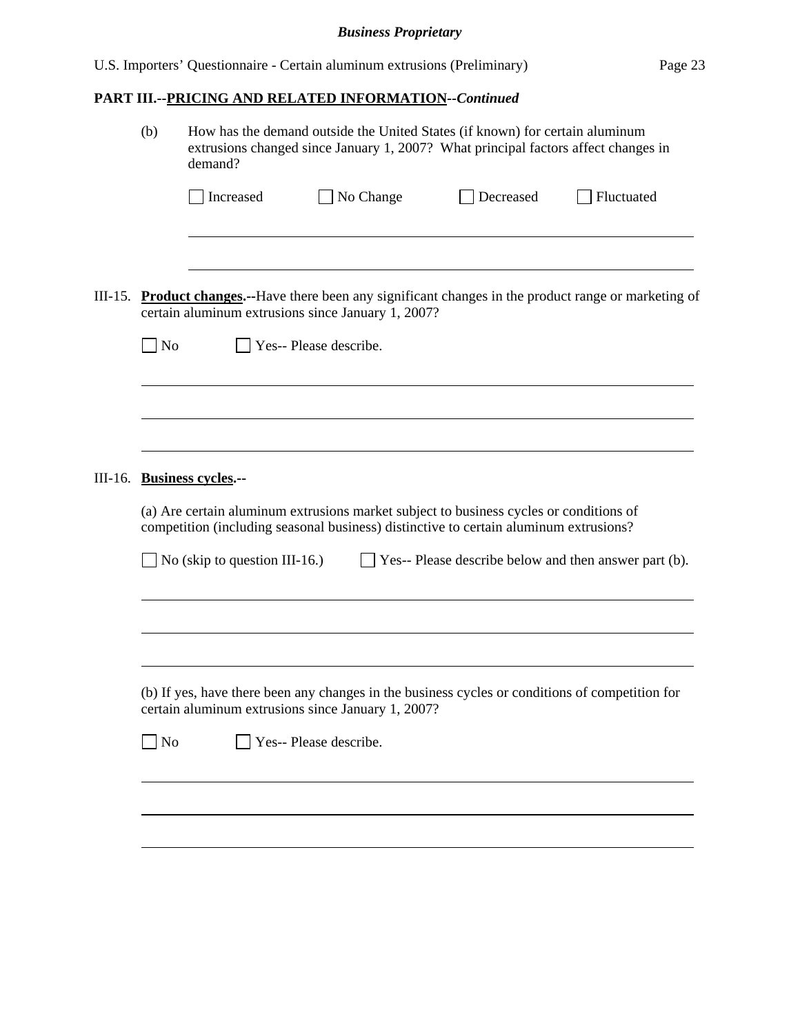**PART III.--PRICING AND RELATED INFORMATION--*Continued***

(b) How has the demand outside the United States (if known) for certain aluminum extrusions changed since January 1, 2007? What principal factors affect changes in demand?

☐ Increased ☐ No Change ☐ Decreased ☐ Fluctuated

III-15. **Product changes.--**Have there been any significant changes in the product range or marketing of certain aluminum extrusions since January 1, 2007?

☐ No ☐ Yes-- Please describe.

III-16. **Business cycles.--**

(a) Are certain aluminum extrusions market subject to business cycles or conditions of competition (including seasonal business) distinctive to certain aluminum extrusions?

☐ No (skip to question III-16.) ☐ Yes-- Please describe below and then answer part (b).

(b) If yes, have there been any changes in the business cycles or conditions of competition for certain aluminum extrusions since January 1, 2007?

☐ No ☐ Yes-- Please describe.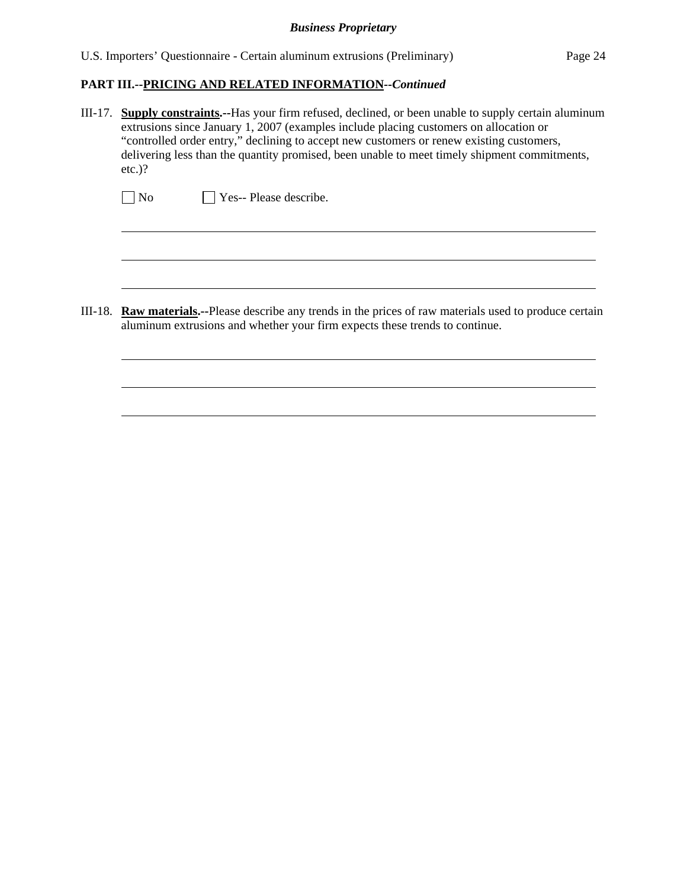**PART III.--PRICING AND RELATED INFORMATION--*Continued***

III-17. **Supply constraints.--**Has your firm refused, declined, or been unable to supply certain aluminum extrusions since January 1, 2007 (examples include placing customers on allocation or "controlled order entry," declining to accept new customers or renew existing customers, delivering less than the quantity promised, been unable to meet timely shipment commitments, etc.)?

☐ No ☐ Yes-- Please describe.

\_\_\_\_\_\_\_\_\_\_\_\_\_\_\_\_\_\_\_\_\_\_\_\_\_\_\_\_\_\_\_\_\_\_\_\_\_\_\_\_\_\_\_\_\_\_\_\_\_\_\_\_\_\_\_\_\_\_\_\_\_\_\_\_\_\_\_\_\_\_

\_\_\_\_\_\_\_\_\_\_\_\_\_\_\_\_\_\_\_\_\_\_\_\_\_\_\_\_\_\_\_\_\_\_\_\_\_\_\_\_\_\_\_\_\_\_\_\_\_\_\_\_\_\_\_\_\_\_\_\_\_\_\_\_\_\_\_\_\_\_

\_\_\_\_\_\_\_\_\_\_\_\_\_\_\_\_\_\_\_\_\_\_\_\_\_\_\_\_\_\_\_\_\_\_\_\_\_\_\_\_\_\_\_\_\_\_\_\_\_\_\_\_\_\_\_\_\_\_\_\_\_\_\_\_\_\_\_\_\_\_

III-18. **Raw materials.--**Please describe any trends in the prices of raw materials used to produce certain aluminum extrusions and whether your firm expects these trends to continue.

\_\_\_\_\_\_\_\_\_\_\_\_\_\_\_\_\_\_\_\_\_\_\_\_\_\_\_\_\_\_\_\_\_\_\_\_\_\_\_\_\_\_\_\_\_\_\_\_\_\_\_\_\_\_\_\_\_\_\_\_\_\_\_\_\_\_\_\_\_\_

\_\_\_\_\_\_\_\_\_\_\_\_\_\_\_\_\_\_\_\_\_\_\_\_\_\_\_\_\_\_\_\_\_\_\_\_\_\_\_\_\_\_\_\_\_\_\_\_\_\_\_\_\_\_\_\_\_\_\_\_\_\_\_\_\_\_\_\_\_\_

\_\_\_\_\_\_\_\_\_\_\_\_\_\_\_\_\_\_\_\_\_\_\_\_\_\_\_\_\_\_\_\_\_\_\_\_\_\_\_\_\_\_\_\_\_\_\_\_\_\_\_\_\_\_\_\_\_\_\_\_\_\_\_\_\_\_\_\_\_\_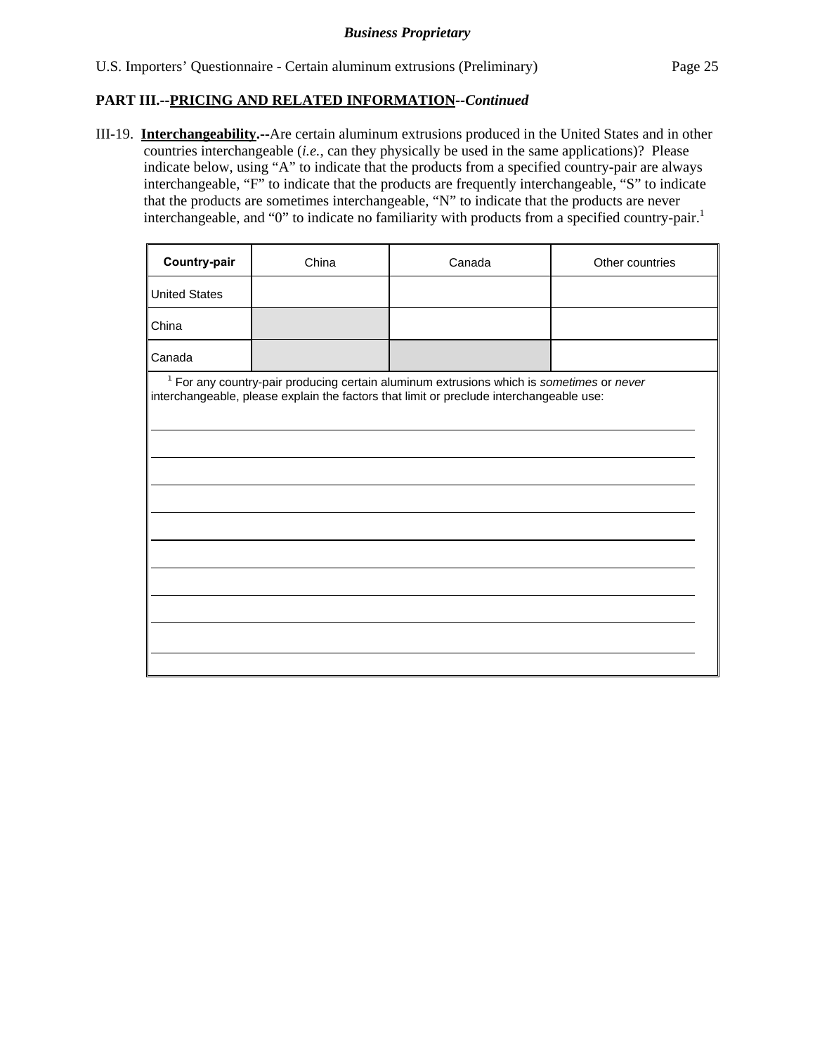**PART III.--PRICING AND RELATED INFORMATION--*Continued***

III-19. **Interchangeability.**--Are certain aluminum extrusions produced in the United States and in other countries interchangeable (*i.e.*, can they physically be used in the same applications)? Please indicate below, using "A" to indicate that the products from a specified country-pair are always interchangeable, "F" to indicate that the products are frequently interchangeable, "S" to indicate that the products are sometimes interchangeable, "N" to indicate that the products are never interchangeable, and "0" to indicate no familiarity with products from a specified country-pair.[1]

| **Country-pair** | China | Canada | Other countries |
|---|---|---|---|
| United States | | | |
| China | | | |
| Canada | | | |

[1] For any country-pair producing certain aluminum extrusions which is *sometimes* or *never* interchangeable, please explain the factors that limit or preclude interchangeable use: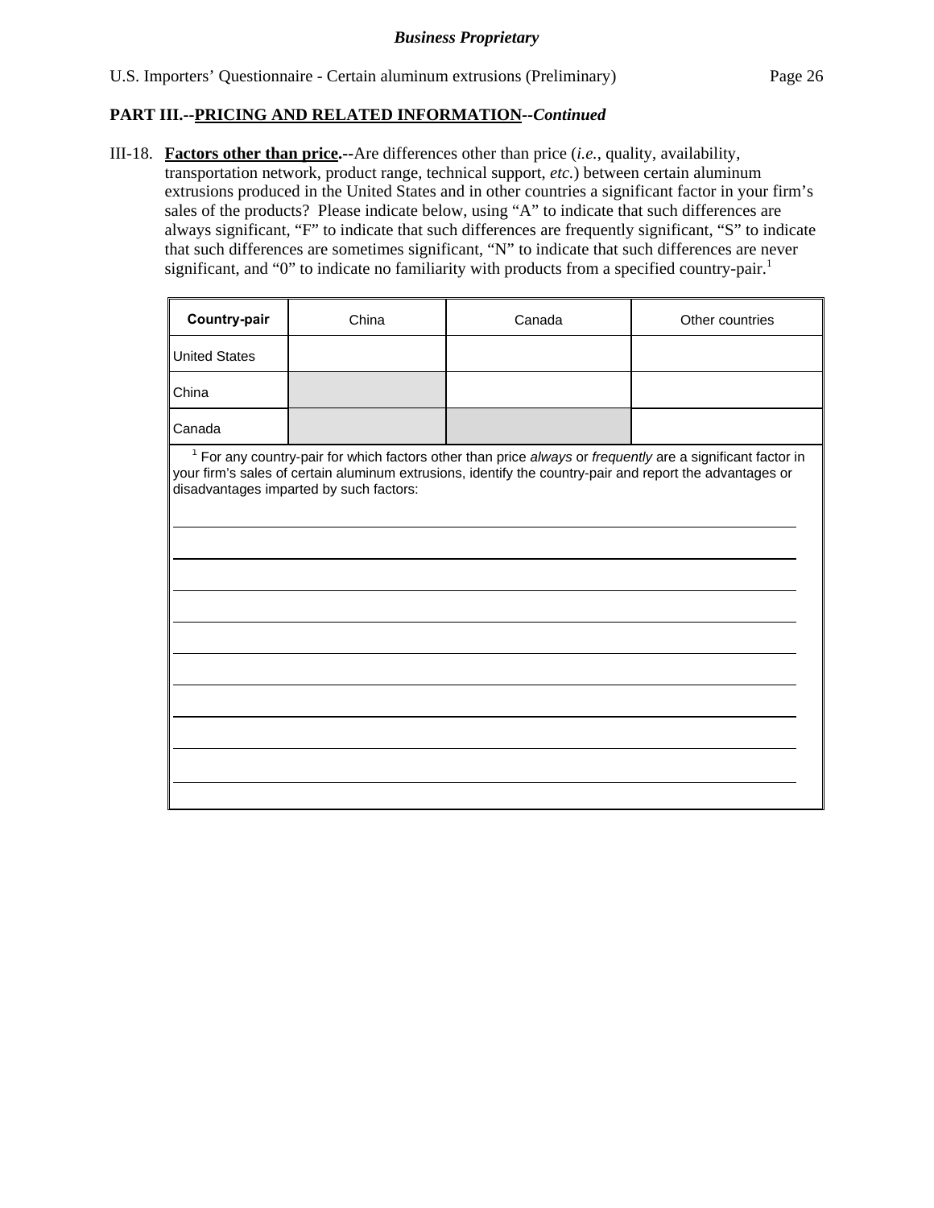**Business Proprietary**

U.S. Importers' Questionnaire - Certain aluminum extrusions (Preliminary)

## PART III.--PRICING AND RELATED INFORMATION--*Continued*

III-18. **Factors other than price.--**Are differences other than price (*i.e.*, quality, availability, transportation network, product range, technical support, *etc.*) between certain aluminum extrusions produced in the United States and in other countries a significant factor in your firm's sales of the products? Please indicate below, using "A" to indicate that such differences are always significant, "F" to indicate that such differences are frequently significant, "S" to indicate that such differences are sometimes significant, "N" to indicate that such differences are never significant, and "0" to indicate no familiarity with products from a specified country-pair.[1]

| **Country-pair** | China | Canada | Other countries |
|---|---|---|---|
| United States | | | |
| China | | | |
| Canada | | | |

[1] For any country-pair for which factors other than price *always* or *frequently* are a significant factor in your firm's sales of certain aluminum extrusions, identify the country-pair and report the advantages or disadvantages imparted by such factors: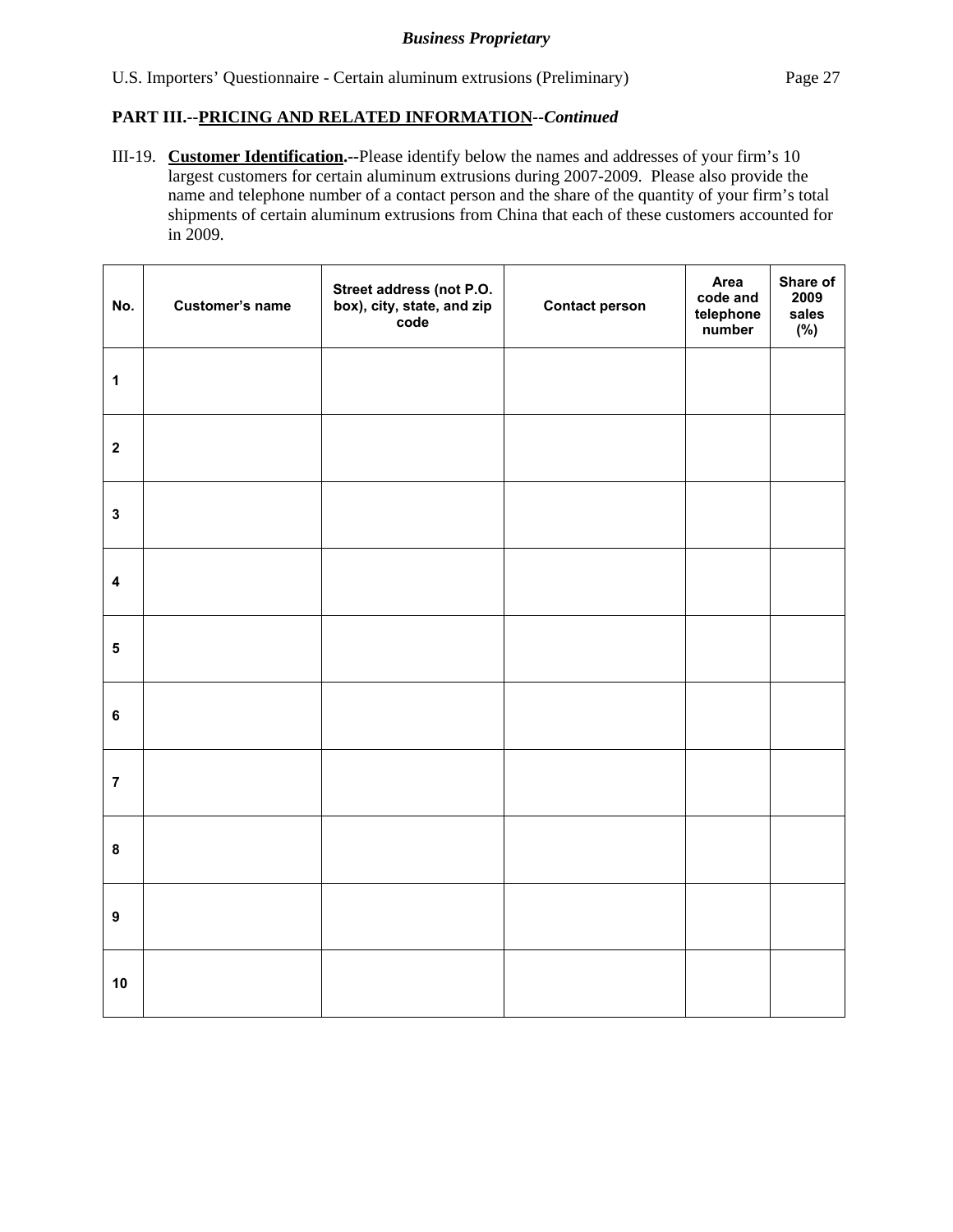## PART III.--PRICING AND RELATED INFORMATION--*Continued*

III-19. **Customer Identification.**--Please identify below the names and addresses of your firm's 10 largest customers for certain aluminum extrusions during 2007-2009. Please also provide the name and telephone number of a contact person and the share of the quantity of your firm's total shipments of certain aluminum extrusions from China that each of these customers accounted for in 2009.

| No. | Customer's name | Street address (not P.O. box), city, state, and zip code | Contact person | Area code and telephone number | Share of 2009 sales (%) |
|---|---|---|---|---|---|
| 1 | | | | | |
| 2 | | | | | |
| 3 | | | | | |
| 4 | | | | | |
| 5 | | | | | |
| 6 | | | | | |
| 7 | | | | | |
| 8 | | | | | |
| 9 | | | | | |
| 10 | | | | | |